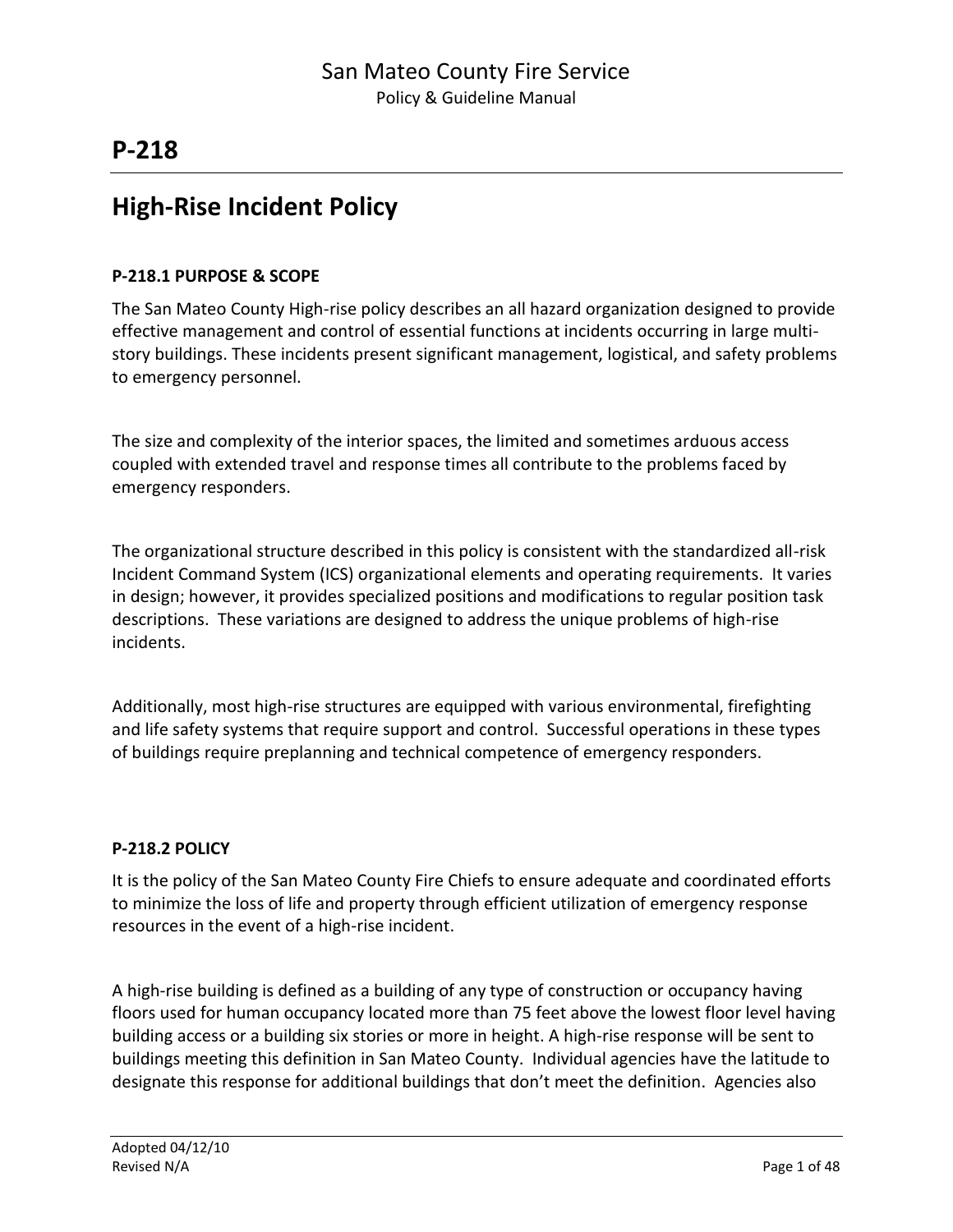San Mateo County Fire Service

Policy & Guideline Manual

# P-218

## High-Rise Incident Policy

### P-218.1 PURPOSE & SCOPE

The San Mateo County High-rise policy describes an all hazard organization designed to provide effective management and control of essential functions at incidents occurring in large multi-story buildings. These incidents present significant management, logistical, and safety problems to emergency personnel.

The size and complexity of the interior spaces, the limited and sometimes arduous access coupled with extended travel and response times all contribute to the problems faced by emergency responders.

The organizational structure described in this policy is consistent with the standardized all-risk Incident Command System (ICS) organizational elements and operating requirements. It varies in design; however, it provides specialized positions and modifications to regular position task descriptions. These variations are designed to address the unique problems of high-rise incidents.

Additionally, most high-rise structures are equipped with various environmental, firefighting and life safety systems that require support and control. Successful operations in these types of buildings require preplanning and technical competence of emergency responders.

### P-218.2 POLICY

It is the policy of the San Mateo County Fire Chiefs to ensure adequate and coordinated efforts to minimize the loss of life and property through efficient utilization of emergency response resources in the event of a high-rise incident.

A high-rise building is defined as a building of any type of construction or occupancy having floors used for human occupancy located more than 75 feet above the lowest floor level having building access or a building six stories or more in height. A high-rise response will be sent to buildings meeting this definition in San Mateo County. Individual agencies have the latitude to designate this response for additional buildings that don't meet the definition. Agencies also

Adopted 04/12/10

Revised N/A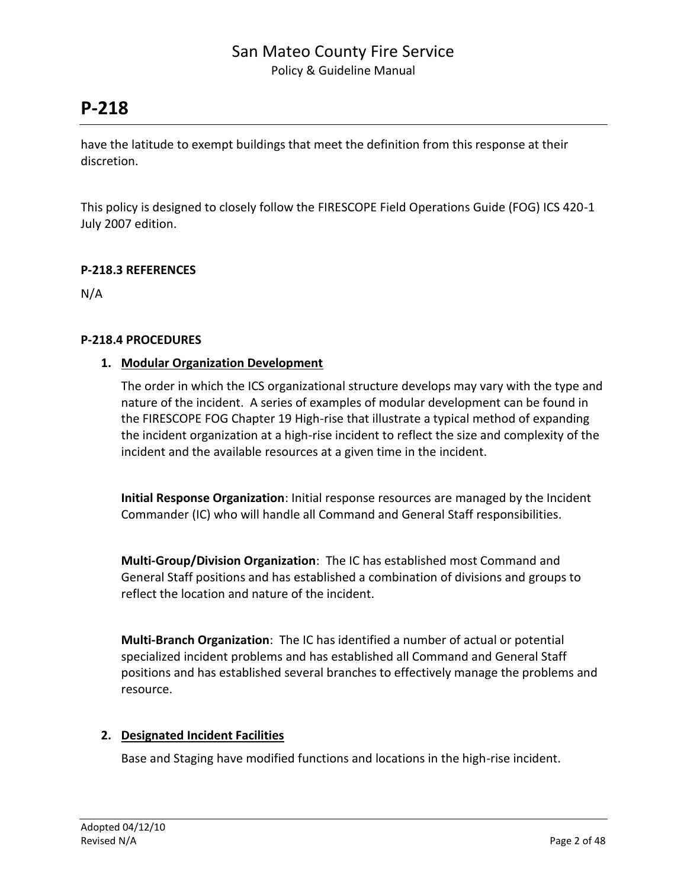have the latitude to exempt buildings that meet the definition from this response at their discretion.

This policy is designed to closely follow the FIRESCOPE Field Operations Guide (FOG) ICS 420-1 July 2007 edition.

### P-218.3 REFERENCES

N/A

### P-218.4 PROCEDURES

1. **Modular Organization Development**

   The order in which the ICS organizational structure develops may vary with the type and nature of the incident. A series of examples of modular development can be found in the FIRESCOPE FOG Chapter 19 High-rise that illustrate a typical method of expanding the incident organization at a high-rise incident to reflect the size and complexity of the incident and the available resources at a given time in the incident.

   **Initial Response Organization**: Initial response resources are managed by the Incident Commander (IC) who will handle all Command and General Staff responsibilities.

   **Multi-Group/Division Organization**: The IC has established most Command and General Staff positions and has established a combination of divisions and groups to reflect the location and nature of the incident.

   **Multi-Branch Organization**: The IC has identified a number of actual or potential specialized incident problems and has established all Command and General Staff positions and has established several branches to effectively manage the problems and resource.

2. **Designated Incident Facilities**

   Base and Staging have modified functions and locations in the high-rise incident.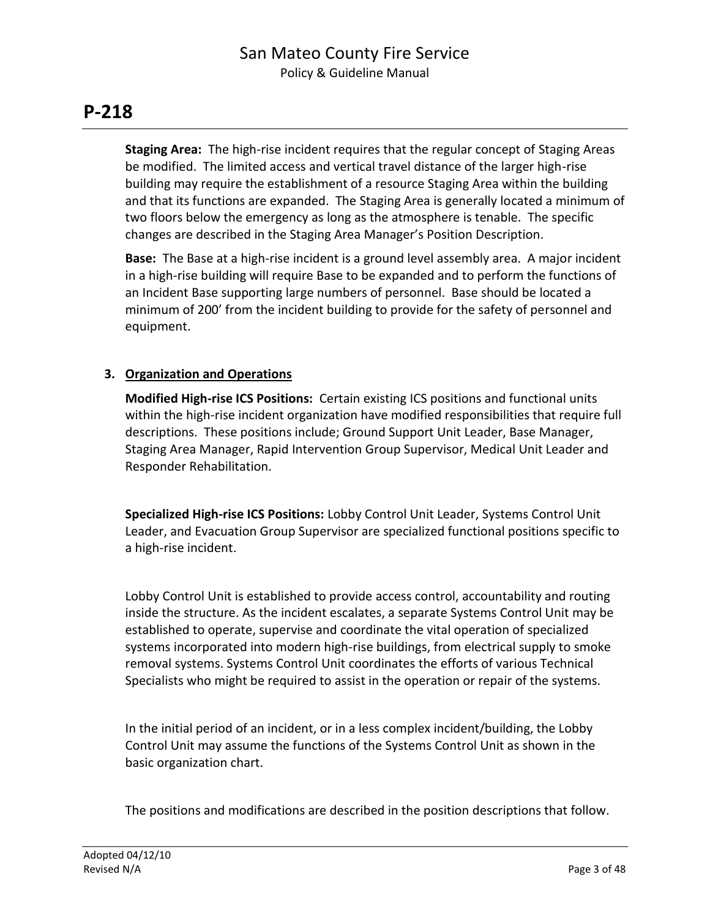# P-218

**Staging Area:** The high-rise incident requires that the regular concept of Staging Areas be modified. The limited access and vertical travel distance of the larger high-rise building may require the establishment of a resource Staging Area within the building and that its functions are expanded. The Staging Area is generally located a minimum of two floors below the emergency as long as the atmosphere is tenable. The specific changes are described in the Staging Area Manager's Position Description.

**Base:** The Base at a high-rise incident is a ground level assembly area. A major incident in a high-rise building will require Base to be expanded and to perform the functions of an Incident Base supporting large numbers of personnel. Base should be located a minimum of 200' from the incident building to provide for the safety of personnel and equipment.

## 3. Organization and Operations

**Modified High-rise ICS Positions:** Certain existing ICS positions and functional units within the high-rise incident organization have modified responsibilities that require full descriptions. These positions include; Ground Support Unit Leader, Base Manager, Staging Area Manager, Rapid Intervention Group Supervisor, Medical Unit Leader and Responder Rehabilitation.

**Specialized High-rise ICS Positions:** Lobby Control Unit Leader, Systems Control Unit Leader, and Evacuation Group Supervisor are specialized functional positions specific to a high-rise incident.

Lobby Control Unit is established to provide access control, accountability and routing inside the structure. As the incident escalates, a separate Systems Control Unit may be established to operate, supervise and coordinate the vital operation of specialized systems incorporated into modern high-rise buildings, from electrical supply to smoke removal systems. Systems Control Unit coordinates the efforts of various Technical Specialists who might be required to assist in the operation or repair of the systems.

In the initial period of an incident, or in a less complex incident/building, the Lobby Control Unit may assume the functions of the Systems Control Unit as shown in the basic organization chart.

The positions and modifications are described in the position descriptions that follow.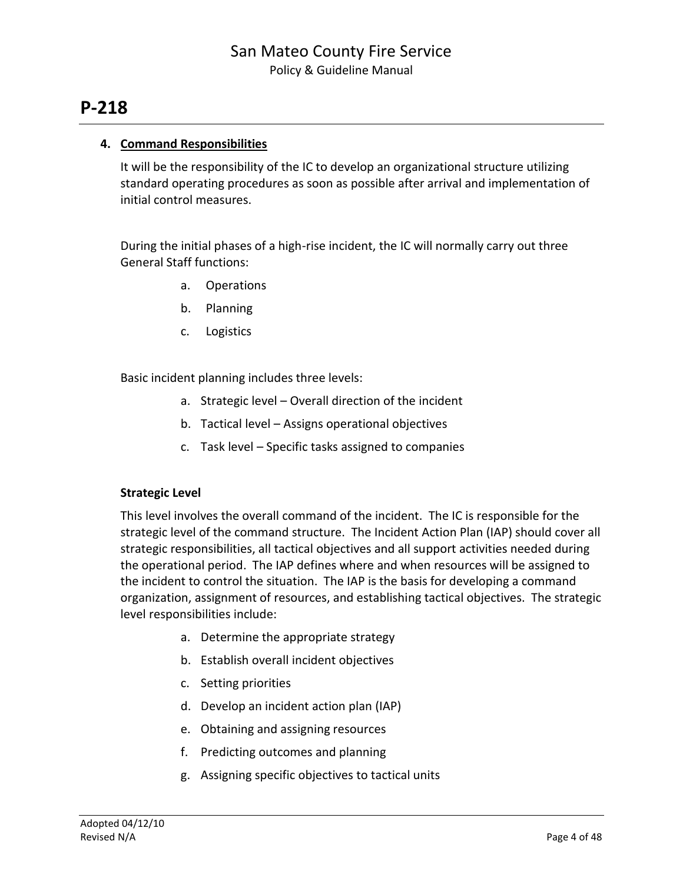## 4. Command Responsibilities

It will be the responsibility of the IC to develop an organizational structure utilizing standard operating procedures as soon as possible after arrival and implementation of initial control measures.

During the initial phases of a high-rise incident, the IC will normally carry out three General Staff functions:

a. Operations
b. Planning
c. Logistics

Basic incident planning includes three levels:

a. Strategic level – Overall direction of the incident
b. Tactical level – Assigns operational objectives
c. Task level – Specific tasks assigned to companies

**Strategic Level**

This level involves the overall command of the incident. The IC is responsible for the strategic level of the command structure. The Incident Action Plan (IAP) should cover all strategic responsibilities, all tactical objectives and all support activities needed during the operational period. The IAP defines where and when resources will be assigned to the incident to control the situation. The IAP is the basis for developing a command organization, assignment of resources, and establishing tactical objectives. The strategic level responsibilities include:

a. Determine the appropriate strategy
b. Establish overall incident objectives
c. Setting priorities
d. Develop an incident action plan (IAP)
e. Obtaining and assigning resources
f. Predicting outcomes and planning
g. Assigning specific objectives to tactical units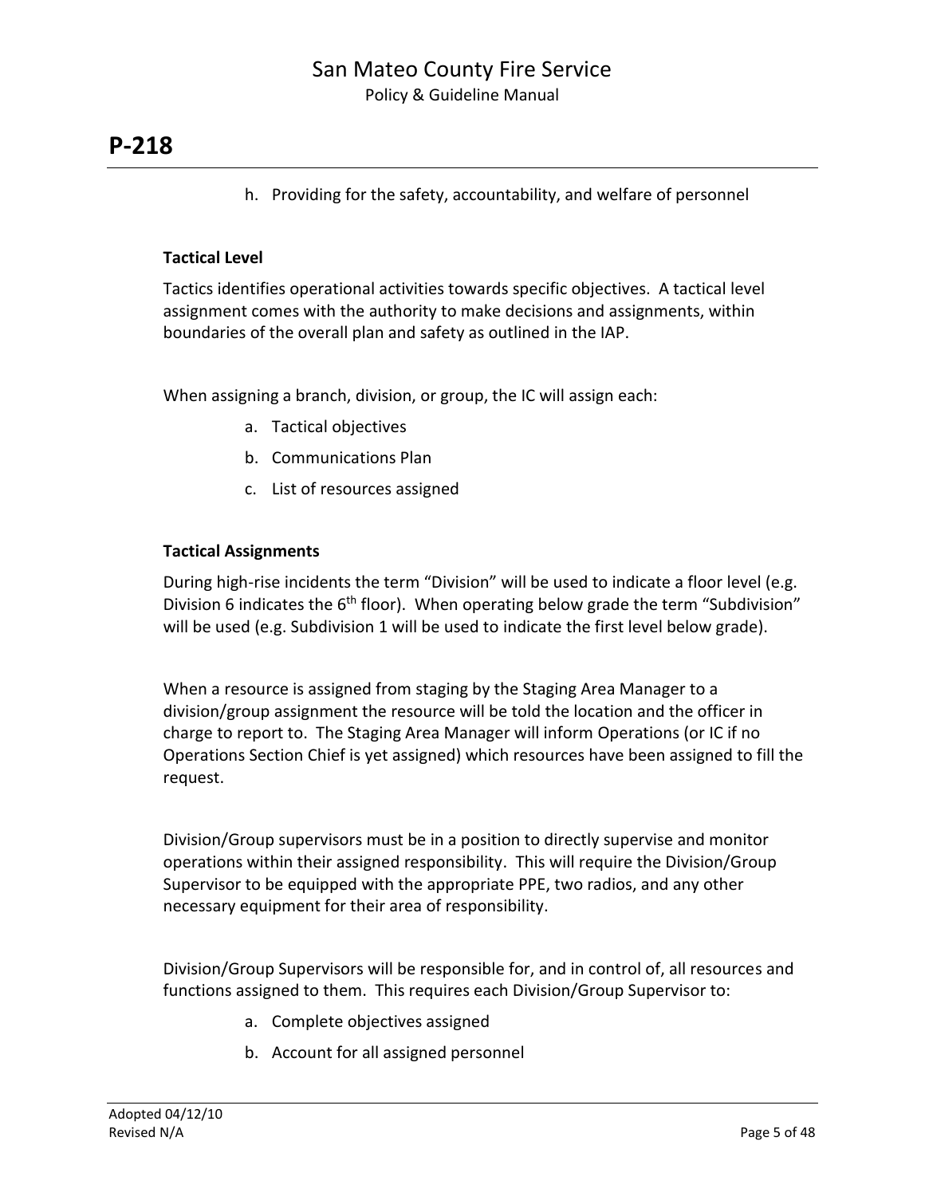h. Providing for the safety, accountability, and welfare of personnel

**Tactical Level**

Tactics identifies operational activities towards specific objectives. A tactical level assignment comes with the authority to make decisions and assignments, within boundaries of the overall plan and safety as outlined in the IAP.

When assigning a branch, division, or group, the IC will assign each:

a. Tactical objectives
b. Communications Plan
c. List of resources assigned

**Tactical Assignments**

During high-rise incidents the term "Division" will be used to indicate a floor level (e.g. Division 6 indicates the 6th floor). When operating below grade the term "Subdivision" will be used (e.g. Subdivision 1 will be used to indicate the first level below grade).

When a resource is assigned from staging by the Staging Area Manager to a division/group assignment the resource will be told the location and the officer in charge to report to. The Staging Area Manager will inform Operations (or IC if no Operations Section Chief is yet assigned) which resources have been assigned to fill the request.

Division/Group supervisors must be in a position to directly supervise and monitor operations within their assigned responsibility. This will require the Division/Group Supervisor to be equipped with the appropriate PPE, two radios, and any other necessary equipment for their area of responsibility.

Division/Group Supervisors will be responsible for, and in control of, all resources and functions assigned to them. This requires each Division/Group Supervisor to:

a. Complete objectives assigned
b. Account for all assigned personnel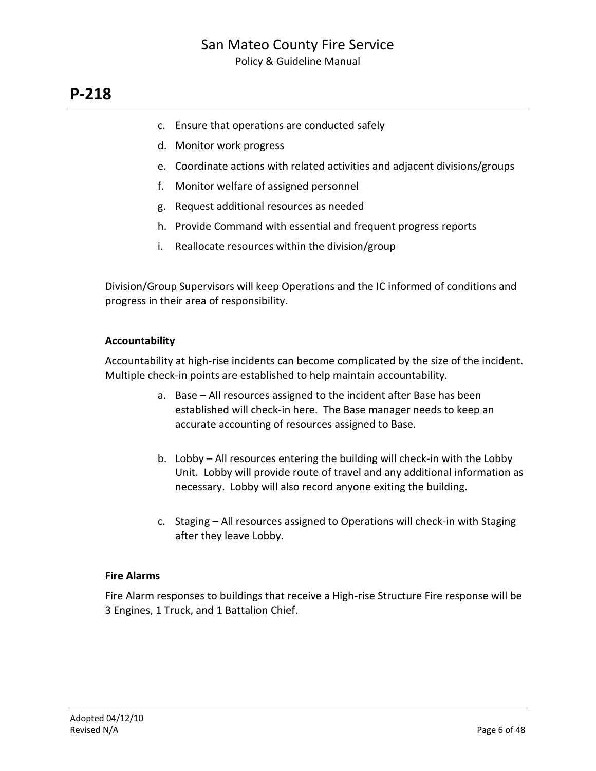c. Ensure that operations are conducted safely
d. Monitor work progress
e. Coordinate actions with related activities and adjacent divisions/groups
f. Monitor welfare of assigned personnel
g. Request additional resources as needed
h. Provide Command with essential and frequent progress reports
i. Reallocate resources within the division/group

Division/Group Supervisors will keep Operations and the IC informed of conditions and progress in their area of responsibility.

**Accountability**

Accountability at high-rise incidents can become complicated by the size of the incident. Multiple check-in points are established to help maintain accountability.

a. Base – All resources assigned to the incident after Base has been established will check-in here. The Base manager needs to keep an accurate accounting of resources assigned to Base.

b. Lobby – All resources entering the building will check-in with the Lobby Unit. Lobby will provide route of travel and any additional information as necessary. Lobby will also record anyone exiting the building.

c. Staging – All resources assigned to Operations will check-in with Staging after they leave Lobby.

**Fire Alarms**

Fire Alarm responses to buildings that receive a High-rise Structure Fire response will be 3 Engines, 1 Truck, and 1 Battalion Chief.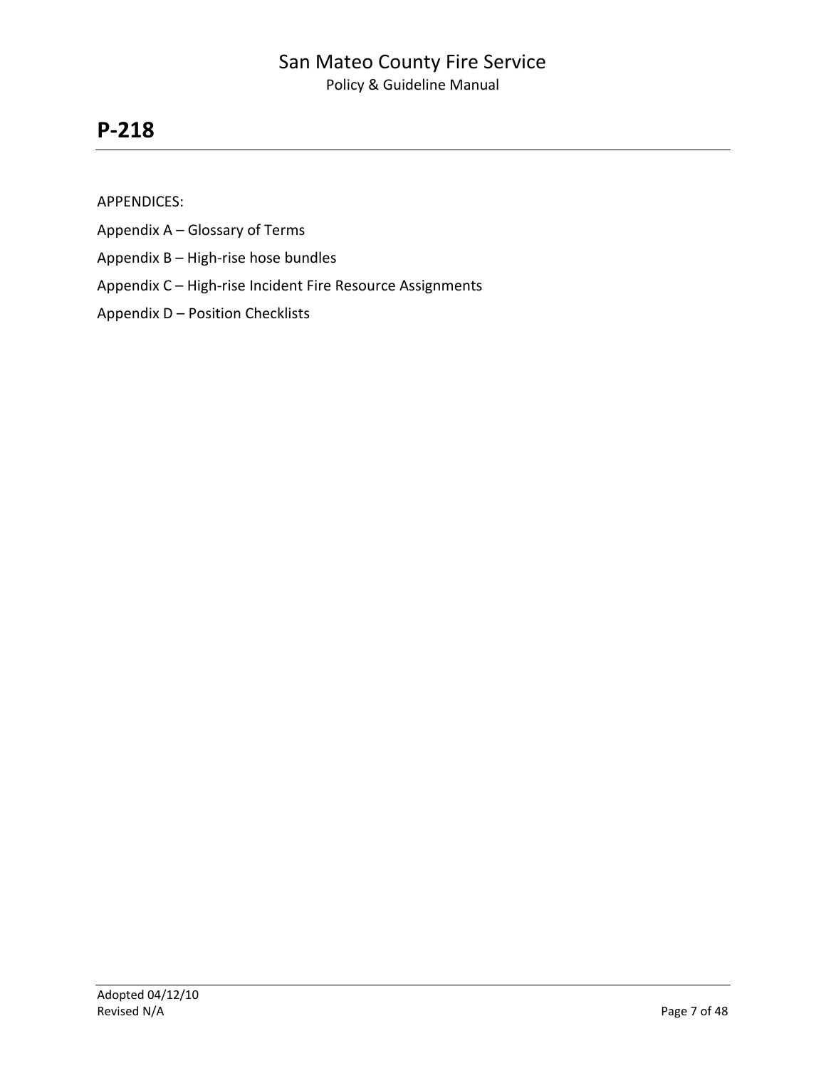# P-218

APPENDICES:

Appendix A – Glossary of Terms

Appendix B – High-rise hose bundles

Appendix C – High-rise Incident Fire Resource Assignments

Appendix D – Position Checklists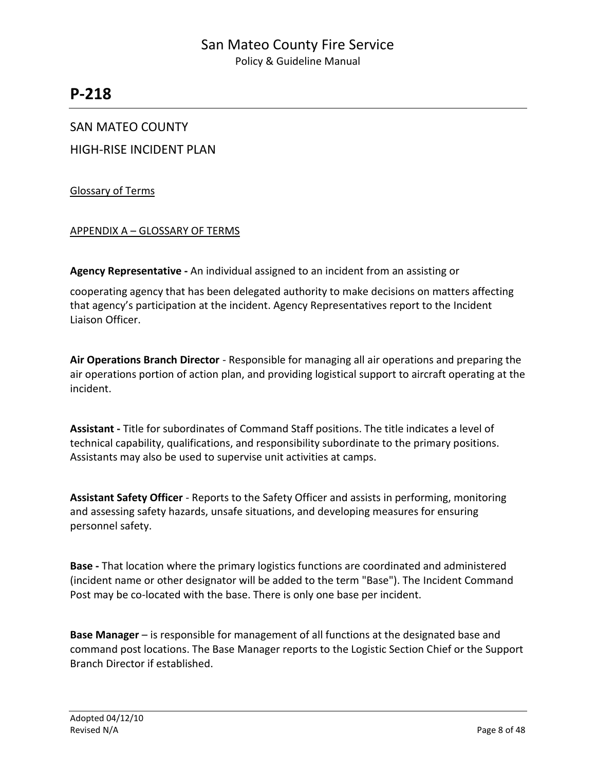# P-218

SAN MATEO COUNTY

HIGH-RISE INCIDENT PLAN

Glossary of Terms

APPENDIX A – GLOSSARY OF TERMS

**Agency Representative -** An individual assigned to an incident from an assisting or cooperating agency that has been delegated authority to make decisions on matters affecting that agency's participation at the incident. Agency Representatives report to the Incident Liaison Officer.

**Air Operations Branch Director** - Responsible for managing all air operations and preparing the air operations portion of action plan, and providing logistical support to aircraft operating at the incident.

**Assistant -** Title for subordinates of Command Staff positions. The title indicates a level of technical capability, qualifications, and responsibility subordinate to the primary positions. Assistants may also be used to supervise unit activities at camps.

**Assistant Safety Officer** - Reports to the Safety Officer and assists in performing, monitoring and assessing safety hazards, unsafe situations, and developing measures for ensuring personnel safety.

**Base -** That location where the primary logistics functions are coordinated and administered (incident name or other designator will be added to the term "Base"). The Incident Command Post may be co-located with the base. There is only one base per incident.

**Base Manager** – is responsible for management of all functions at the designated base and command post locations. The Base Manager reports to the Logistic Section Chief or the Support Branch Director if established.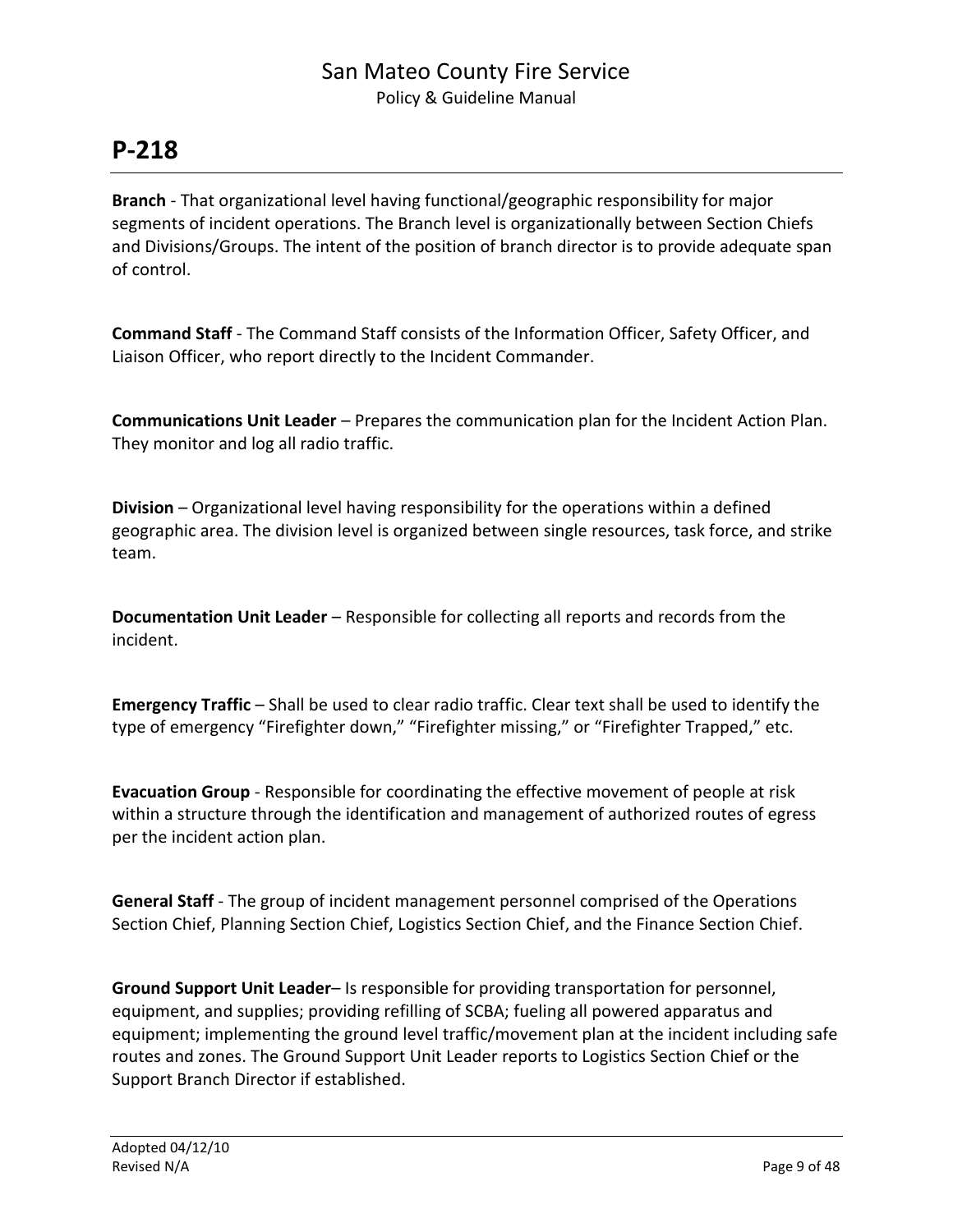# P-218

**Branch** - That organizational level having functional/geographic responsibility for major segments of incident operations. The Branch level is organizationally between Section Chiefs and Divisions/Groups. The intent of the position of branch director is to provide adequate span of control.

**Command Staff** - The Command Staff consists of the Information Officer, Safety Officer, and Liaison Officer, who report directly to the Incident Commander.

**Communications Unit Leader** – Prepares the communication plan for the Incident Action Plan. They monitor and log all radio traffic.

**Division** – Organizational level having responsibility for the operations within a defined geographic area. The division level is organized between single resources, task force, and strike team.

**Documentation Unit Leader** – Responsible for collecting all reports and records from the incident.

**Emergency Traffic** – Shall be used to clear radio traffic. Clear text shall be used to identify the type of emergency "Firefighter down," "Firefighter missing," or "Firefighter Trapped," etc.

**Evacuation Group** - Responsible for coordinating the effective movement of people at risk within a structure through the identification and management of authorized routes of egress per the incident action plan.

**General Staff** - The group of incident management personnel comprised of the Operations Section Chief, Planning Section Chief, Logistics Section Chief, and the Finance Section Chief.

**Ground Support Unit Leader**– Is responsible for providing transportation for personnel, equipment, and supplies; providing refilling of SCBA; fueling all powered apparatus and equipment; implementing the ground level traffic/movement plan at the incident including safe routes and zones. The Ground Support Unit Leader reports to Logistics Section Chief or the Support Branch Director if established.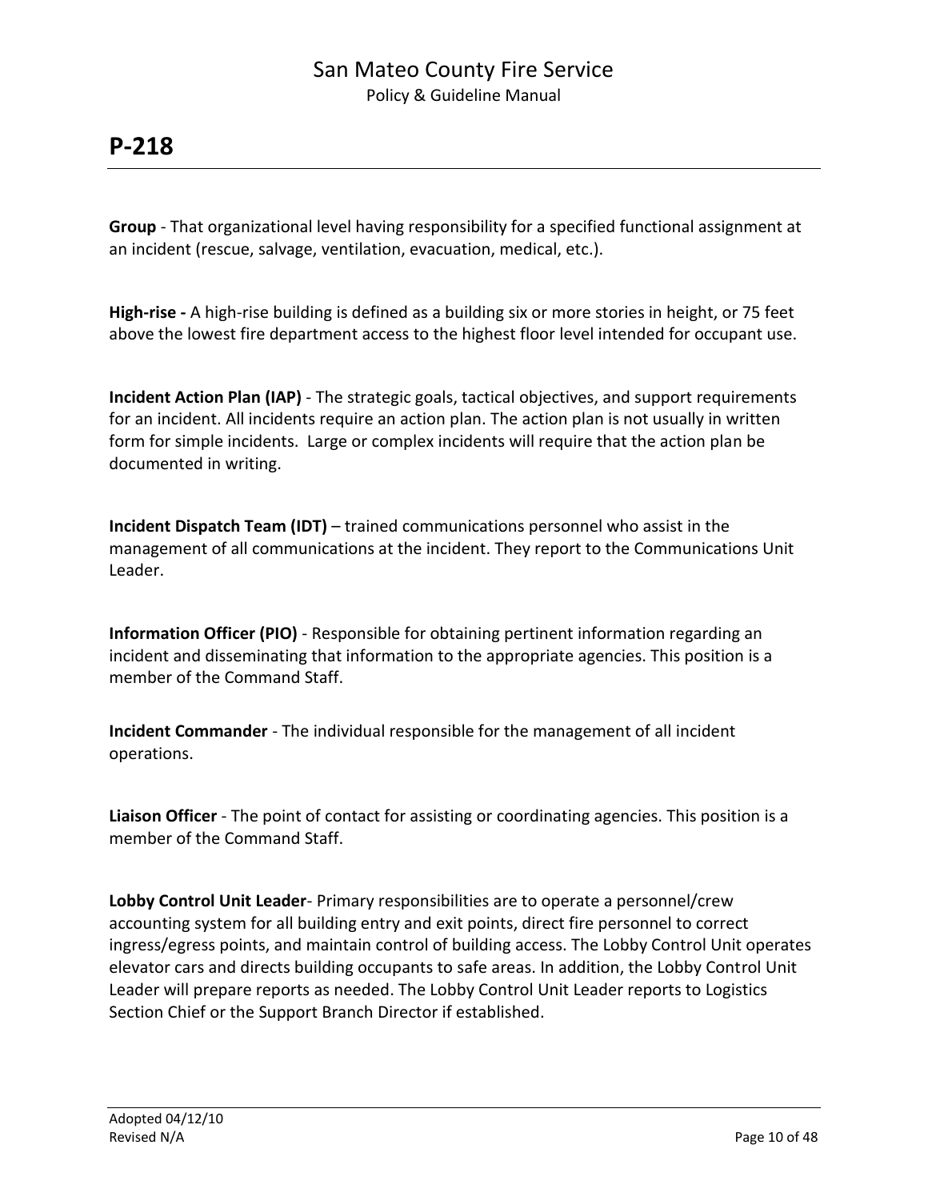**Group** - That organizational level having responsibility for a specified functional assignment at an incident (rescue, salvage, ventilation, evacuation, medical, etc.).

**High-rise -** A high-rise building is defined as a building six or more stories in height, or 75 feet above the lowest fire department access to the highest floor level intended for occupant use.

**Incident Action Plan (IAP)** - The strategic goals, tactical objectives, and support requirements for an incident. All incidents require an action plan. The action plan is not usually in written form for simple incidents. Large or complex incidents will require that the action plan be documented in writing.

**Incident Dispatch Team (IDT)** – trained communications personnel who assist in the management of all communications at the incident. They report to the Communications Unit Leader.

**Information Officer (PIO)** - Responsible for obtaining pertinent information regarding an incident and disseminating that information to the appropriate agencies. This position is a member of the Command Staff.

**Incident Commander** - The individual responsible for the management of all incident operations.

**Liaison Officer** - The point of contact for assisting or coordinating agencies. This position is a member of the Command Staff.

**Lobby Control Unit Leader**- Primary responsibilities are to operate a personnel/crew accounting system for all building entry and exit points, direct fire personnel to correct ingress/egress points, and maintain control of building access. The Lobby Control Unit operates elevator cars and directs building occupants to safe areas. In addition, the Lobby Control Unit Leader will prepare reports as needed. The Lobby Control Unit Leader reports to Logistics Section Chief or the Support Branch Director if established.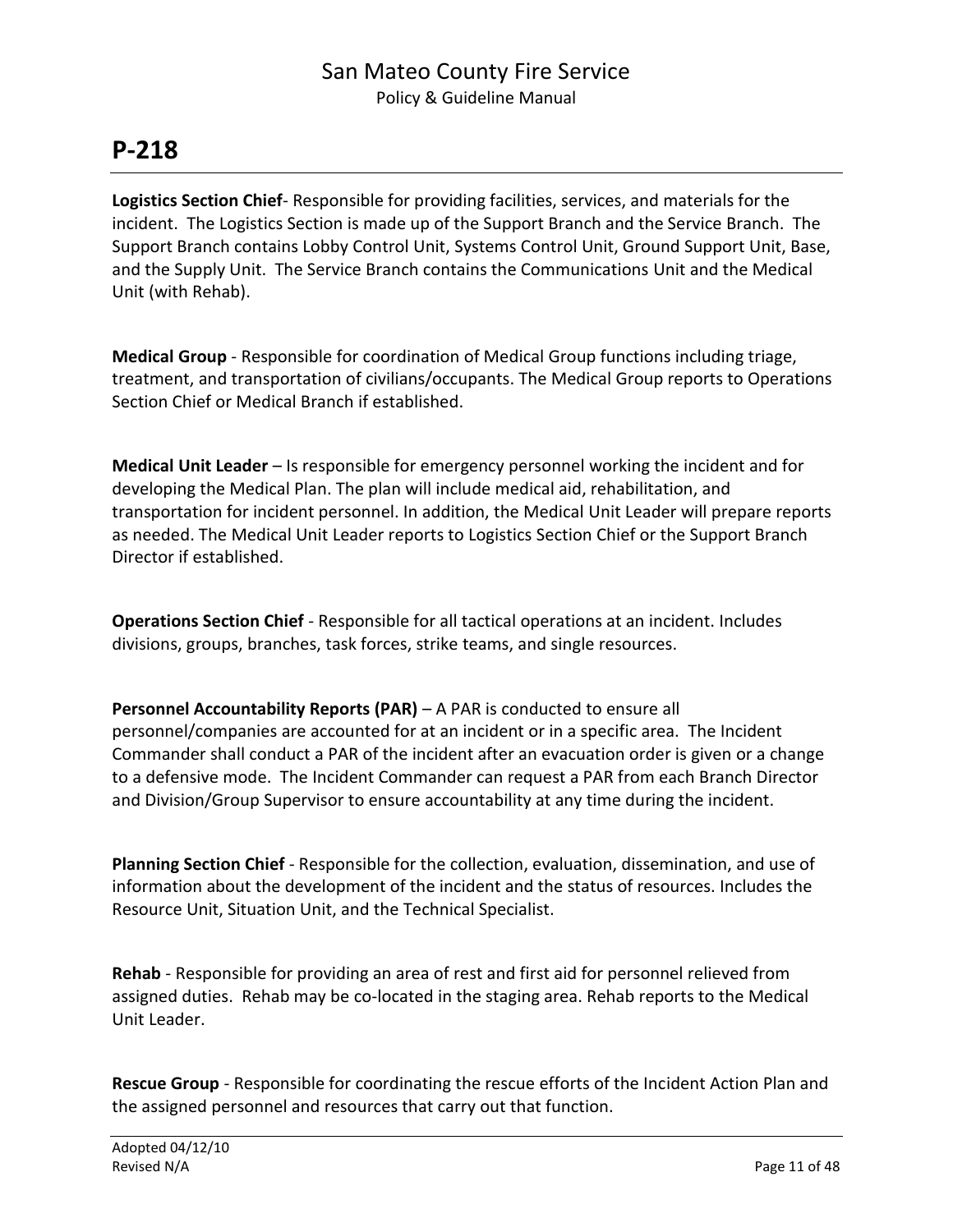# P-218

**Logistics Section Chief**- Responsible for providing facilities, services, and materials for the incident. The Logistics Section is made up of the Support Branch and the Service Branch. The Support Branch contains Lobby Control Unit, Systems Control Unit, Ground Support Unit, Base, and the Supply Unit. The Service Branch contains the Communications Unit and the Medical Unit (with Rehab).

**Medical Group** - Responsible for coordination of Medical Group functions including triage, treatment, and transportation of civilians/occupants. The Medical Group reports to Operations Section Chief or Medical Branch if established.

**Medical Unit Leader** – Is responsible for emergency personnel working the incident and for developing the Medical Plan. The plan will include medical aid, rehabilitation, and transportation for incident personnel. In addition, the Medical Unit Leader will prepare reports as needed. The Medical Unit Leader reports to Logistics Section Chief or the Support Branch Director if established.

**Operations Section Chief** - Responsible for all tactical operations at an incident. Includes divisions, groups, branches, task forces, strike teams, and single resources.

**Personnel Accountability Reports (PAR)** – A PAR is conducted to ensure all personnel/companies are accounted for at an incident or in a specific area. The Incident Commander shall conduct a PAR of the incident after an evacuation order is given or a change to a defensive mode. The Incident Commander can request a PAR from each Branch Director and Division/Group Supervisor to ensure accountability at any time during the incident.

**Planning Section Chief** - Responsible for the collection, evaluation, dissemination, and use of information about the development of the incident and the status of resources. Includes the Resource Unit, Situation Unit, and the Technical Specialist.

**Rehab** - Responsible for providing an area of rest and first aid for personnel relieved from assigned duties. Rehab may be co-located in the staging area. Rehab reports to the Medical Unit Leader.

**Rescue Group** - Responsible for coordinating the rescue efforts of the Incident Action Plan and the assigned personnel and resources that carry out that function.

Adopted 04/12/10
Revised N/A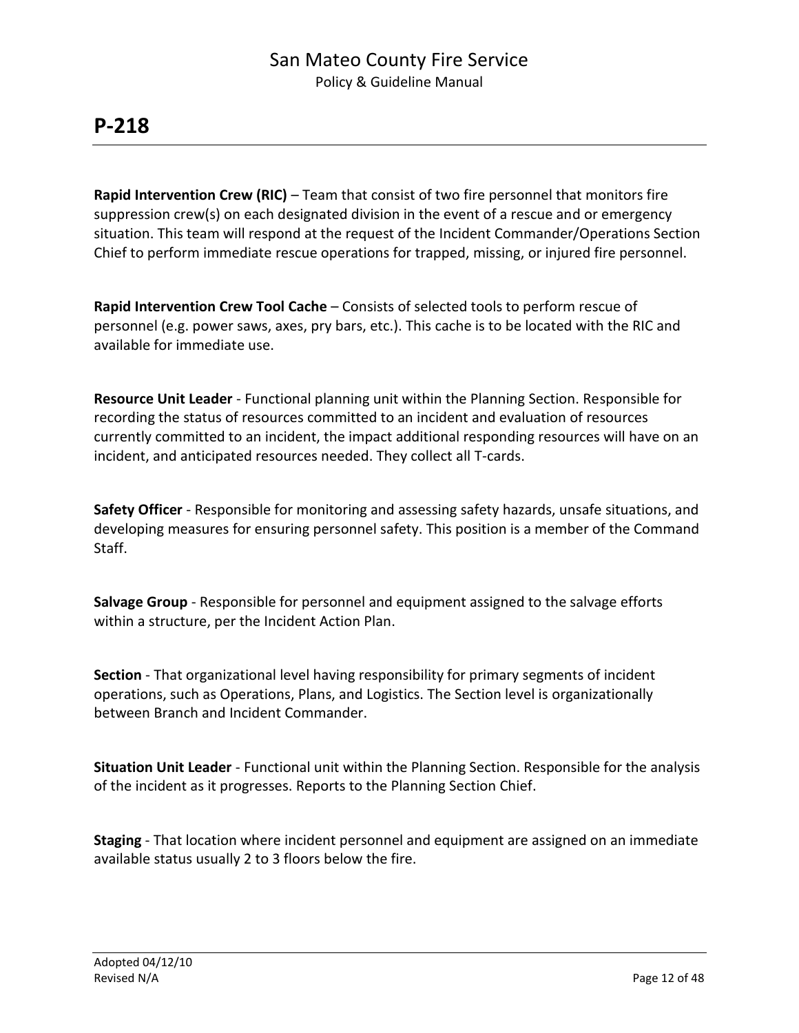**Rapid Intervention Crew (RIC)** – Team that consist of two fire personnel that monitors fire suppression crew(s) on each designated division in the event of a rescue and or emergency situation. This team will respond at the request of the Incident Commander/Operations Section Chief to perform immediate rescue operations for trapped, missing, or injured fire personnel.

**Rapid Intervention Crew Tool Cache** – Consists of selected tools to perform rescue of personnel (e.g. power saws, axes, pry bars, etc.). This cache is to be located with the RIC and available for immediate use.

**Resource Unit Leader** - Functional planning unit within the Planning Section. Responsible for recording the status of resources committed to an incident and evaluation of resources currently committed to an incident, the impact additional responding resources will have on an incident, and anticipated resources needed. They collect all T-cards.

**Safety Officer** - Responsible for monitoring and assessing safety hazards, unsafe situations, and developing measures for ensuring personnel safety. This position is a member of the Command Staff.

**Salvage Group** - Responsible for personnel and equipment assigned to the salvage efforts within a structure, per the Incident Action Plan.

**Section** - That organizational level having responsibility for primary segments of incident operations, such as Operations, Plans, and Logistics. The Section level is organizationally between Branch and Incident Commander.

**Situation Unit Leader** - Functional unit within the Planning Section. Responsible for the analysis of the incident as it progresses. Reports to the Planning Section Chief.

**Staging** - That location where incident personnel and equipment are assigned on an immediate available status usually 2 to 3 floors below the fire.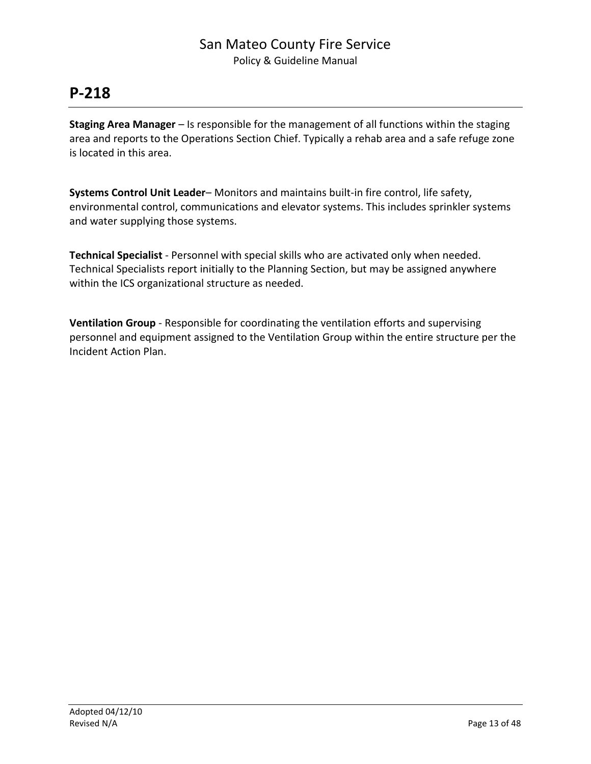# P-218

**Staging Area Manager** – Is responsible for the management of all functions within the staging area and reports to the Operations Section Chief. Typically a rehab area and a safe refuge zone is located in this area.

**Systems Control Unit Leader**– Monitors and maintains built-in fire control, life safety, environmental control, communications and elevator systems. This includes sprinkler systems and water supplying those systems.

**Technical Specialist** - Personnel with special skills who are activated only when needed. Technical Specialists report initially to the Planning Section, but may be assigned anywhere within the ICS organizational structure as needed.

**Ventilation Group** - Responsible for coordinating the ventilation efforts and supervising personnel and equipment assigned to the Ventilation Group within the entire structure per the Incident Action Plan.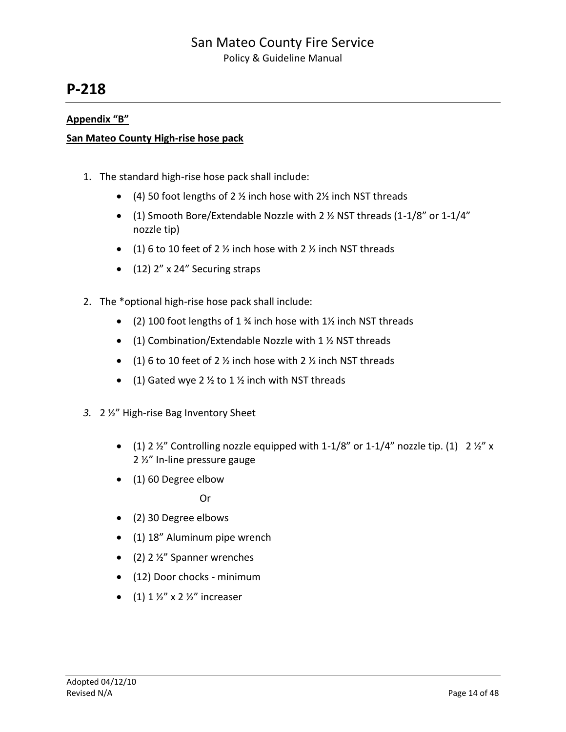# P-218

**Appendix "B"**

**San Mateo County High-rise hose pack**

1. The standard high-rise hose pack shall include:
   - (4) 50 foot lengths of 2 ½ inch hose with 2½ inch NST threads
   - (1) Smooth Bore/Extendable Nozzle with 2 ½ NST threads (1-1/8" or 1-1/4" nozzle tip)
   - (1) 6 to 10 feet of 2 ½ inch hose with 2 ½ inch NST threads
   - (12) 2" x 24" Securing straps

2. The *optional high-rise hose pack shall include:
   - (2) 100 foot lengths of 1 ¾ inch hose with 1½ inch NST threads
   - (1) Combination/Extendable Nozzle with 1 ½ NST threads
   - (1) 6 to 10 feet of 2 ½ inch hose with 2 ½ inch NST threads
   - (1) Gated wye 2 ½ to 1 ½ inch with NST threads

3. 2 ½" High-rise Bag Inventory Sheet
   - (1) 2 ½" Controlling nozzle equipped with 1-1/8" or 1-1/4" nozzle tip. (1) 2 ½" x 2 ½" In-line pressure gauge
   - (1) 60 Degree elbow

     Or

   - (2) 30 Degree elbows
   - (1) 18" Aluminum pipe wrench
   - (2) 2 ½" Spanner wrenches
   - (12) Door chocks - minimum
   - (1) 1 ½" x 2 ½" increaser

Adopted 04/12/10
Revised N/A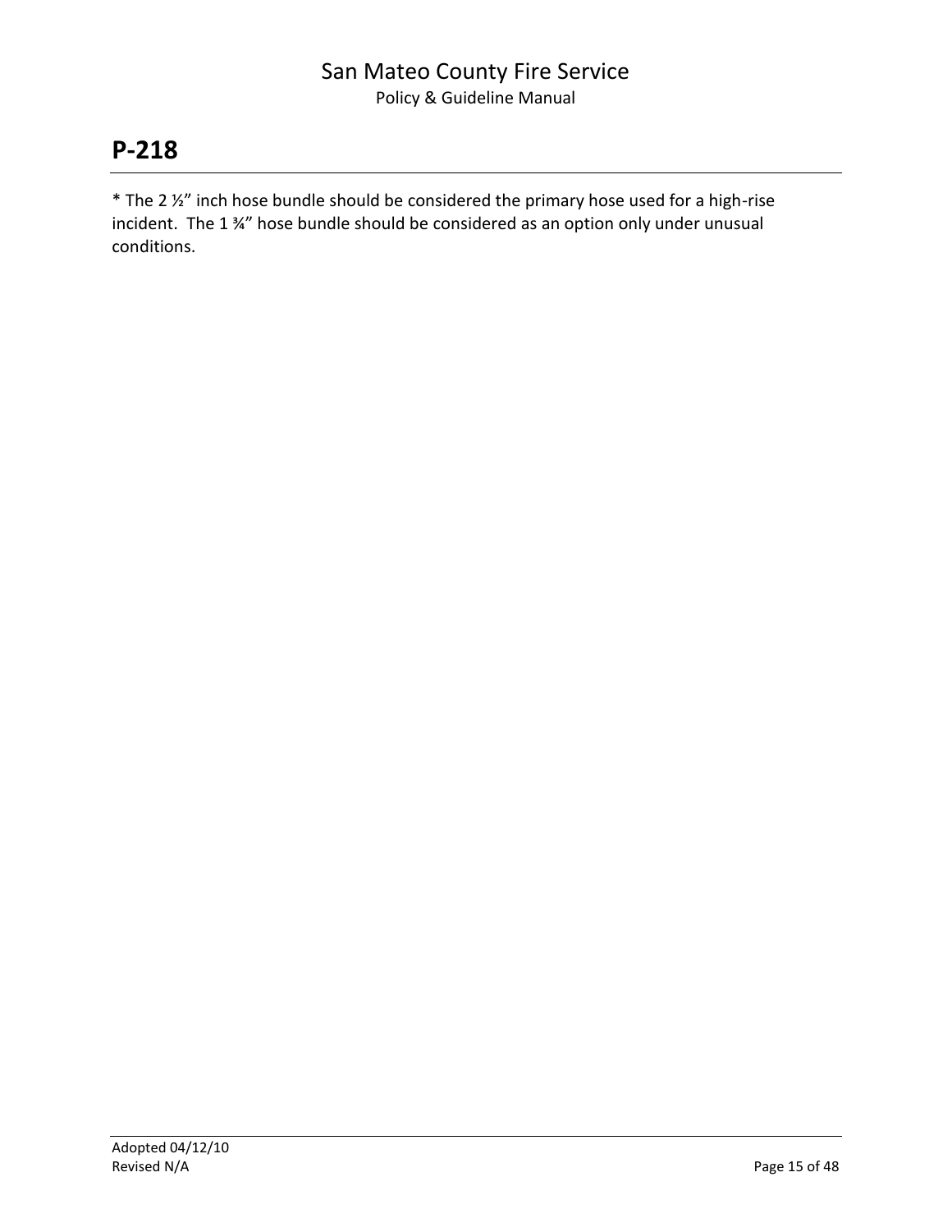# P-218

* The 2 ½” inch hose bundle should be considered the primary hose used for a high-rise incident. The 1 ¾” hose bundle should be considered as an option only under unusual conditions.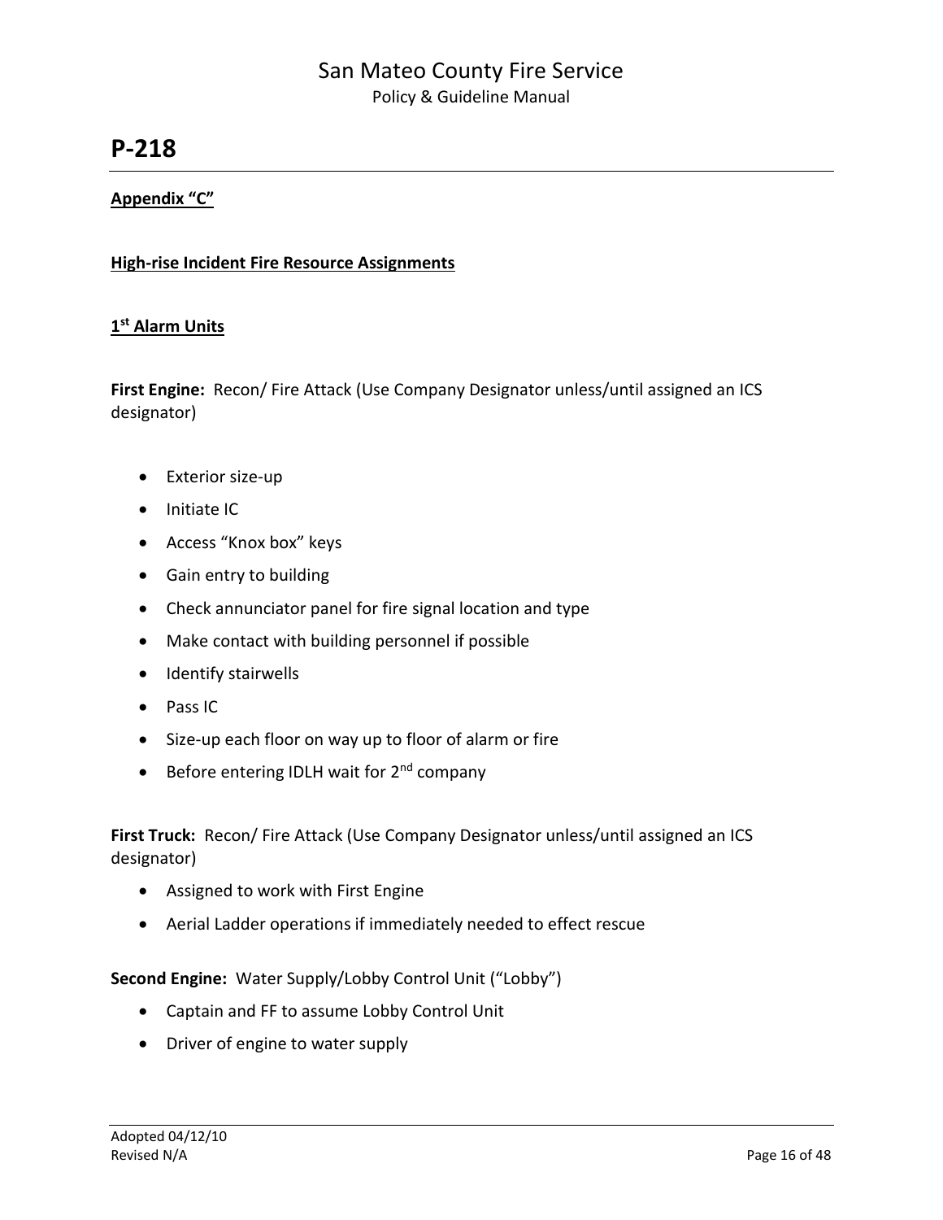## P-218

**Appendix "C"**

**High-rise Incident Fire Resource Assignments**

**1st Alarm Units**

**First Engine:** Recon/ Fire Attack (Use Company Designator unless/until assigned an ICS designator)

- Exterior size-up
- Initiate IC
- Access "Knox box" keys
- Gain entry to building
- Check annunciator panel for fire signal location and type
- Make contact with building personnel if possible
- Identify stairwells
- Pass IC
- Size-up each floor on way up to floor of alarm or fire
- Before entering IDLH wait for 2nd company

**First Truck:** Recon/ Fire Attack (Use Company Designator unless/until assigned an ICS designator)

- Assigned to work with First Engine
- Aerial Ladder operations if immediately needed to effect rescue

**Second Engine:** Water Supply/Lobby Control Unit ("Lobby")

- Captain and FF to assume Lobby Control Unit
- Driver of engine to water supply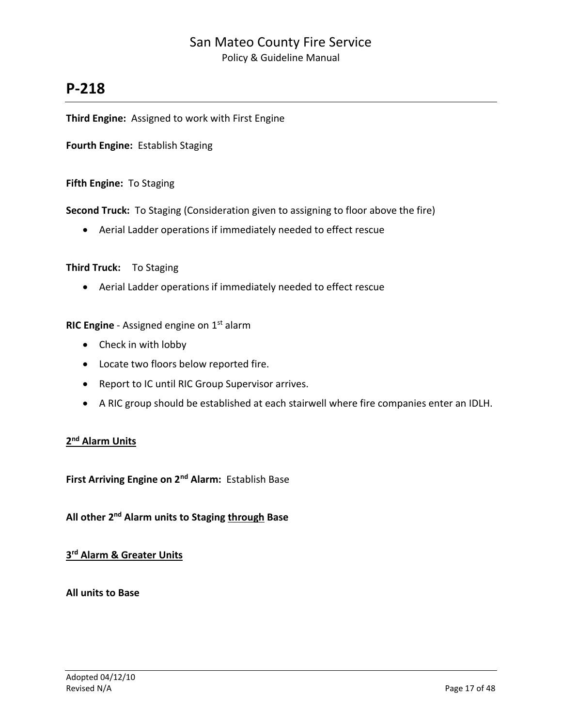# P-218

**Third Engine:** Assigned to work with First Engine

**Fourth Engine:** Establish Staging

**Fifth Engine:** To Staging

**Second Truck:** To Staging (Consideration given to assigning to floor above the fire)

- Aerial Ladder operations if immediately needed to effect rescue

**Third Truck:** To Staging

- Aerial Ladder operations if immediately needed to effect rescue

**RIC Engine** - Assigned engine on 1st alarm

- Check in with lobby
- Locate two floors below reported fire.
- Report to IC until RIC Group Supervisor arrives.
- A RIC group should be established at each stairwell where fire companies enter an IDLH.

**2nd Alarm Units**

**First Arriving Engine on 2nd Alarm:** Establish Base

**All other 2nd Alarm units to Staging through Base**

**3rd Alarm & Greater Units**

**All units to Base**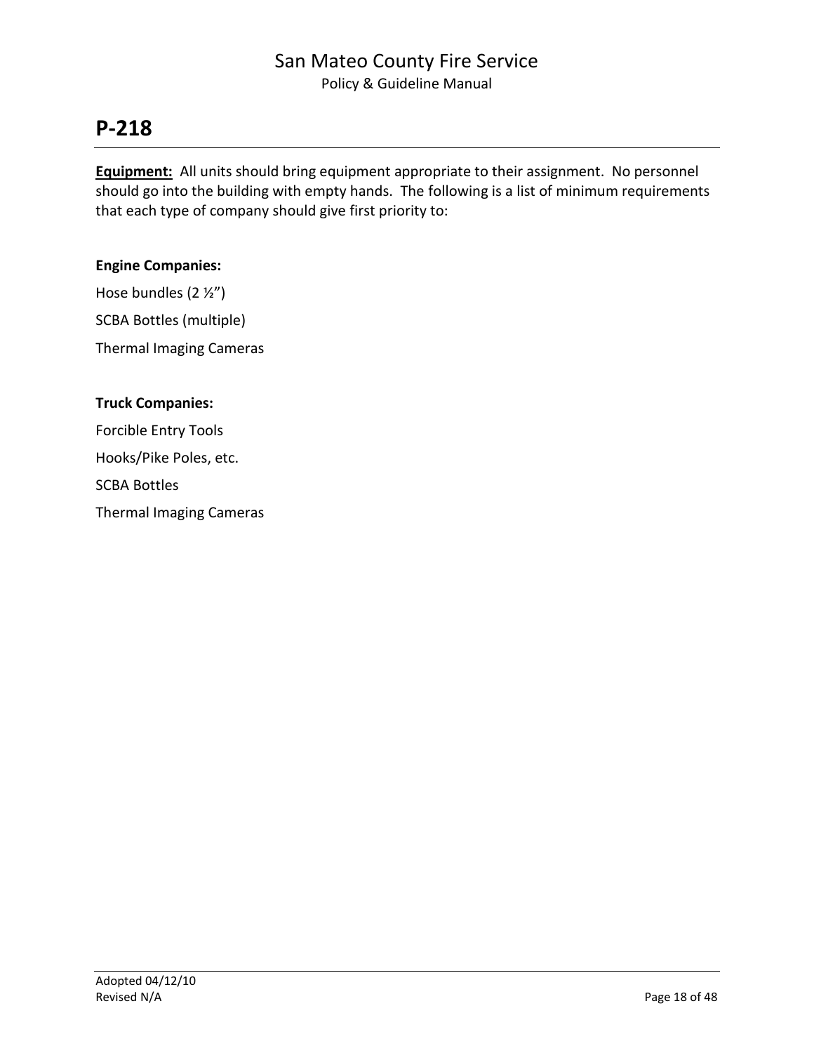# P-218

**Equipment:** All units should bring equipment appropriate to their assignment. No personnel should go into the building with empty hands. The following is a list of minimum requirements that each type of company should give first priority to:

**Engine Companies:**

Hose bundles (2 ½")

SCBA Bottles (multiple)

Thermal Imaging Cameras

**Truck Companies:**

Forcible Entry Tools

Hooks/Pike Poles, etc.

SCBA Bottles

Thermal Imaging Cameras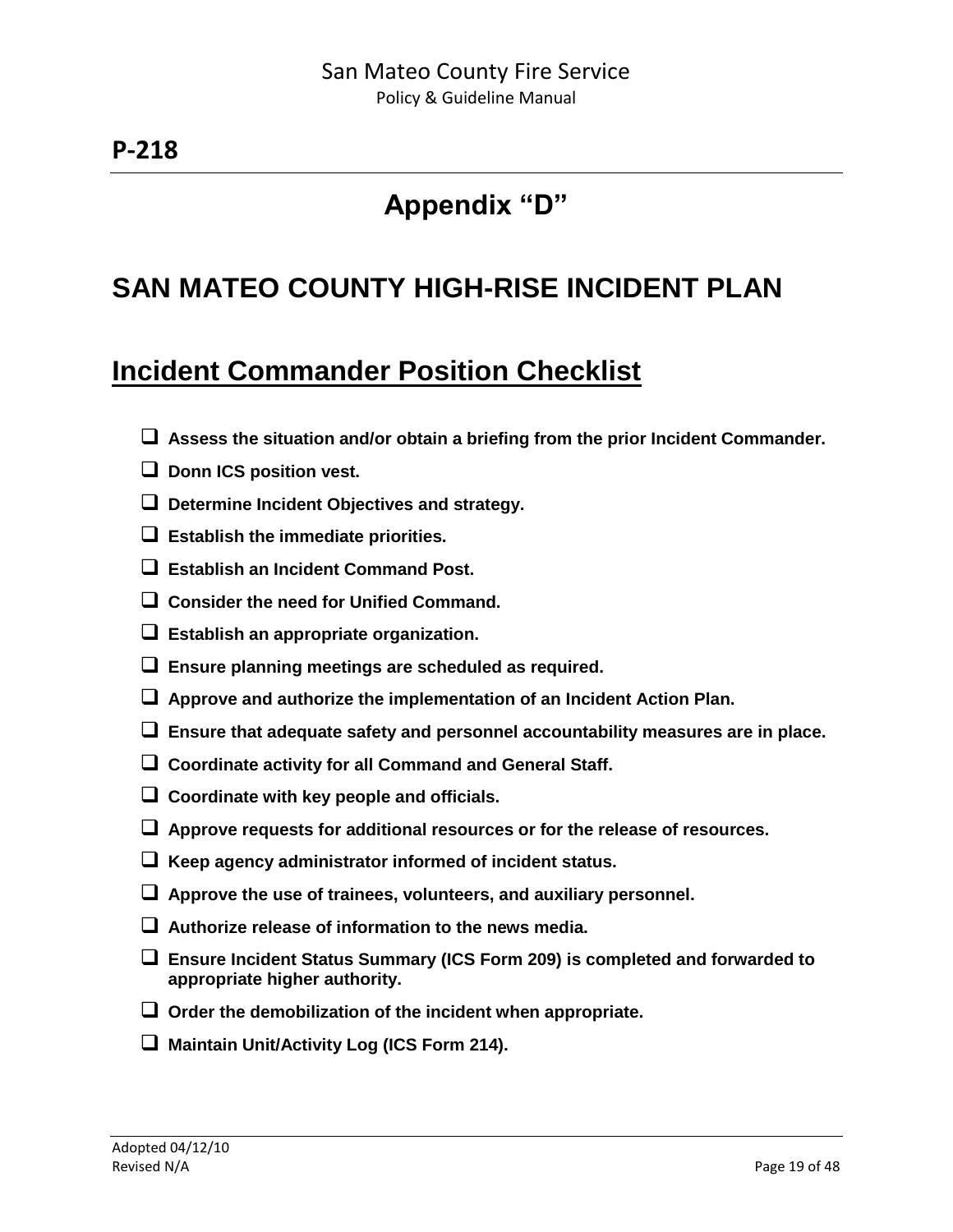**P-218**

# Appendix "D"

# SAN MATEO COUNTY HIGH-RISE INCIDENT PLAN

## Incident Commander Position Checklist

- [ ] **Assess the situation and/or obtain a briefing from the prior Incident Commander.**
- [ ] **Donn ICS position vest.**
- [ ] **Determine Incident Objectives and strategy.**
- [ ] **Establish the immediate priorities.**
- [ ] **Establish an Incident Command Post.**
- [ ] **Consider the need for Unified Command.**
- [ ] **Establish an appropriate organization.**
- [ ] **Ensure planning meetings are scheduled as required.**
- [ ] **Approve and authorize the implementation of an Incident Action Plan.**
- [ ] **Ensure that adequate safety and personnel accountability measures are in place.**
- [ ] **Coordinate activity for all Command and General Staff.**
- [ ] **Coordinate with key people and officials.**
- [ ] **Approve requests for additional resources or for the release of resources.**
- [ ] **Keep agency administrator informed of incident status.**
- [ ] **Approve the use of trainees, volunteers, and auxiliary personnel.**
- [ ] **Authorize release of information to the news media.**
- [ ] **Ensure Incident Status Summary (ICS Form 209) is completed and forwarded to appropriate higher authority.**
- [ ] **Order the demobilization of the incident when appropriate.**
- [ ] **Maintain Unit/Activity Log (ICS Form 214).**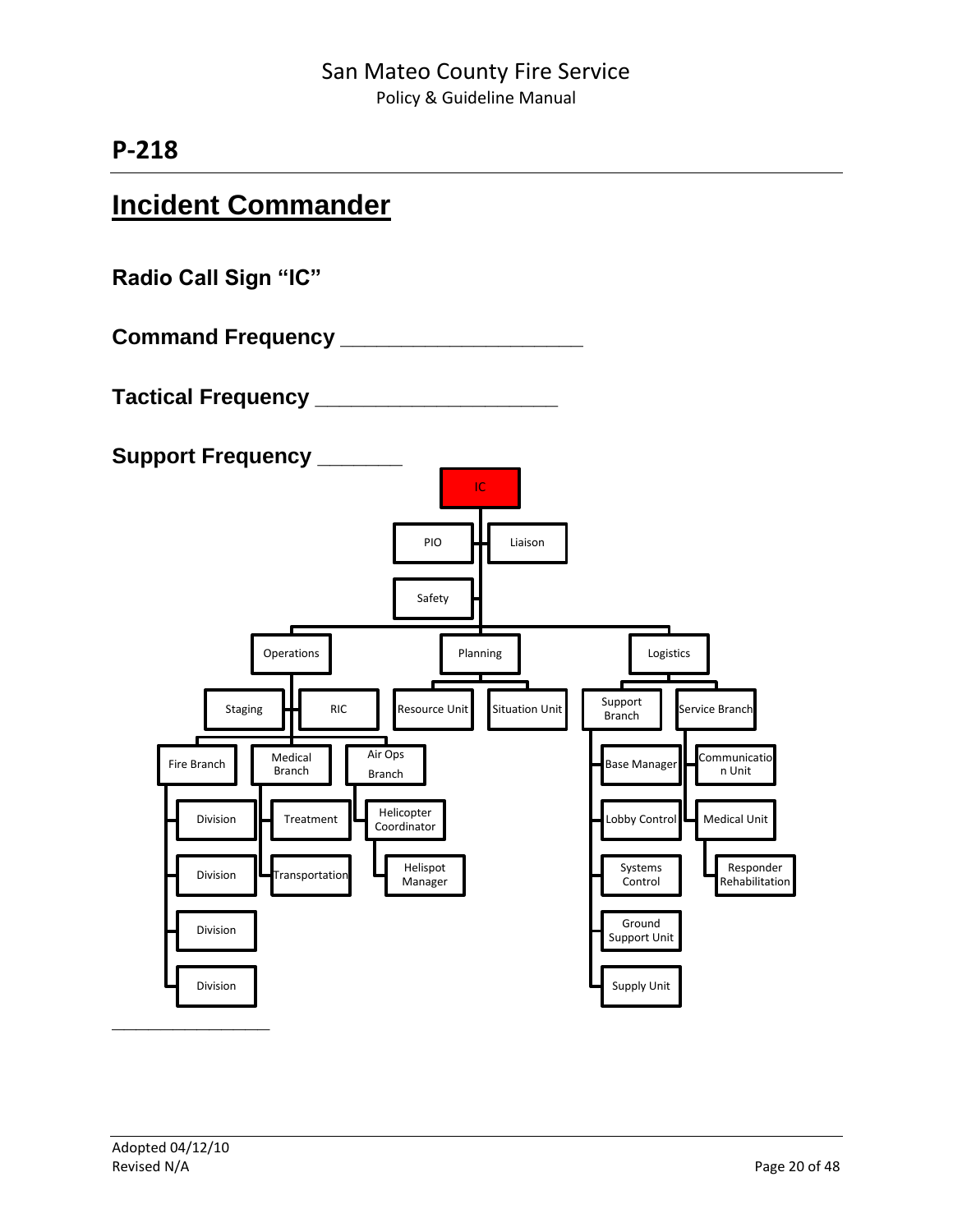## P-218

# Incident Commander

**Radio Call Sign "IC"**

**Command Frequency ____________________**

**Tactical Frequency ____________________**

**Support Frequency _______**

- IC
  - PIO
  - Liaison
  - Safety
  - Operations
    - Staging
    - RIC
    - Fire Branch
      - Division
      - Division
      - Division
      - Division
    - Medical Branch
      - Treatment
      - Transportation
    - Air Ops Branch
      - Helicopter Coordinator
        - Helispot Manager
  - Planning
    - Resource Unit
    - Situation Unit
  - Logistics
    - Support Branch
      - Base Manager
      - Lobby Control
      - Systems Control
      - Ground Support Unit
      - Supply Unit
    - Service Branch
      - Communication Unit
      - Medical Unit
        - Responder Rehabilitation

Adopted 04/12/10
Revised N/A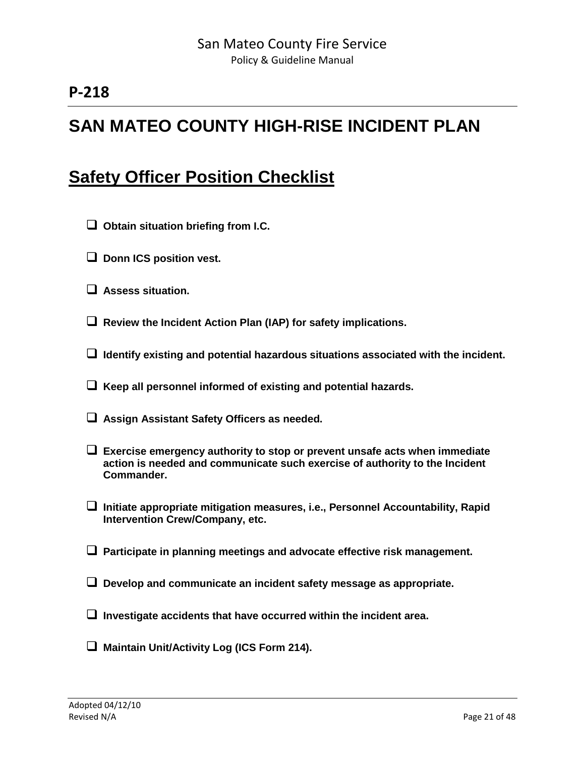## P-218

# SAN MATEO COUNTY HIGH-RISE INCIDENT PLAN

## Safety Officer Position Checklist

- [ ] **Obtain situation briefing from I.C.**
- [ ] **Donn ICS position vest.**
- [ ] **Assess situation.**
- [ ] **Review the Incident Action Plan (IAP) for safety implications.**
- [ ] **Identify existing and potential hazardous situations associated with the incident.**
- [ ] **Keep all personnel informed of existing and potential hazards.**
- [ ] **Assign Assistant Safety Officers as needed.**
- [ ] **Exercise emergency authority to stop or prevent unsafe acts when immediate action is needed and communicate such exercise of authority to the Incident Commander.**
- [ ] **Initiate appropriate mitigation measures, i.e., Personnel Accountability, Rapid Intervention Crew/Company, etc.**
- [ ] **Participate in planning meetings and advocate effective risk management.**
- [ ] **Develop and communicate an incident safety message as appropriate.**
- [ ] **Investigate accidents that have occurred within the incident area.**
- [ ] **Maintain Unit/Activity Log (ICS Form 214).**

Adopted 04/12/10
Revised N/A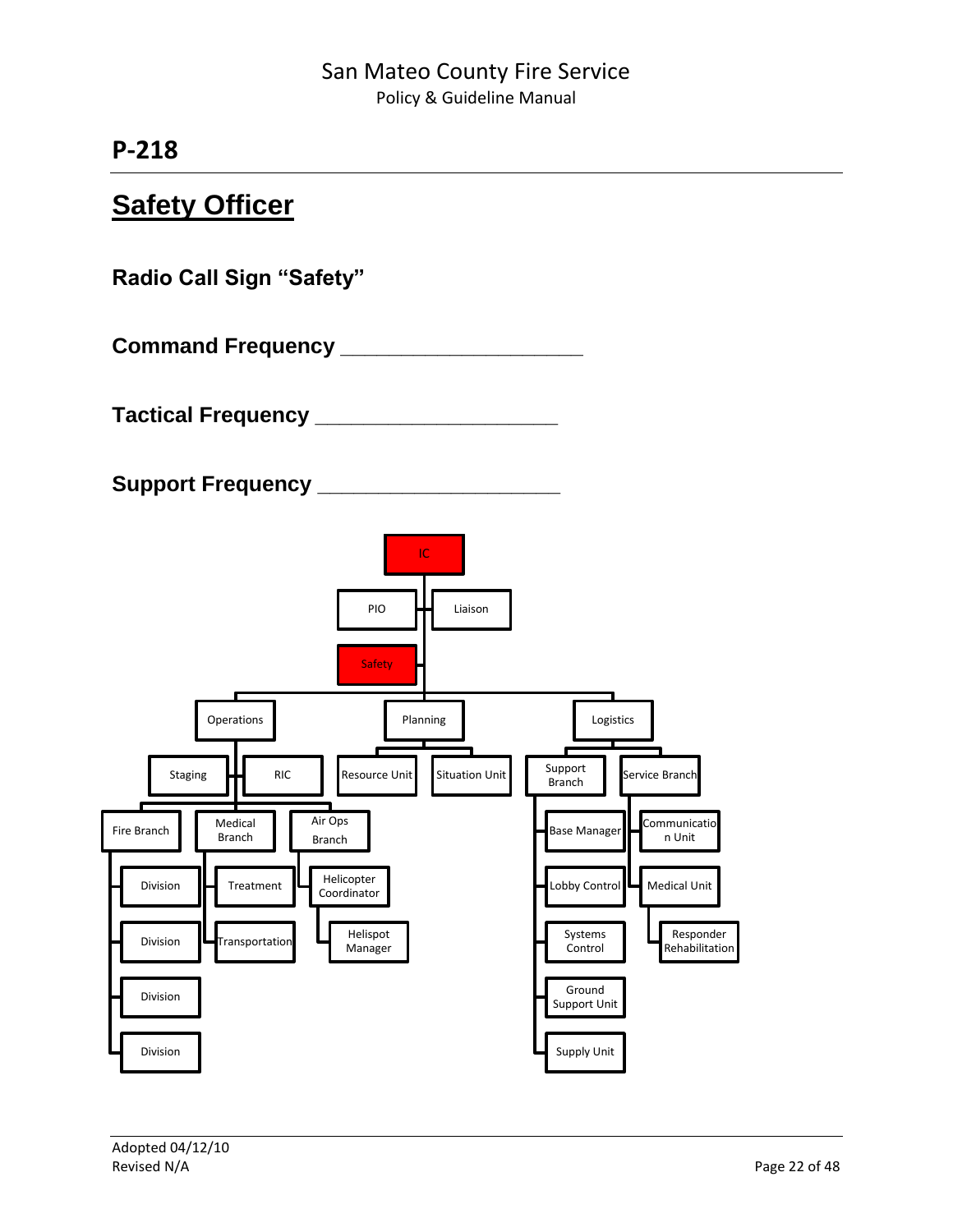## P-218

# Safety Officer

### Radio Call Sign "Safety"

### Command Frequency ____________________

### Tactical Frequency ____________________

### Support Frequency ____________________

- IC
  - PIO
  - Liaison
  - Safety
  - Operations
    - Staging
    - RIC
    - Fire Branch
      - Division
      - Division
      - Division
      - Division
    - Medical Branch
      - Treatment
      - Transportation
    - Air Ops Branch
      - Helicopter Coordinator
        - Helispot Manager
  - Planning
    - Resource Unit
    - Situation Unit
  - Logistics
    - Support Branch
      - Base Manager
      - Lobby Control
      - Systems Control
      - Ground Support Unit
      - Supply Unit
    - Service Branch
      - Communication Unit
      - Medical Unit
        - Responder Rehabilitation

Adopted 04/12/10
Revised N/A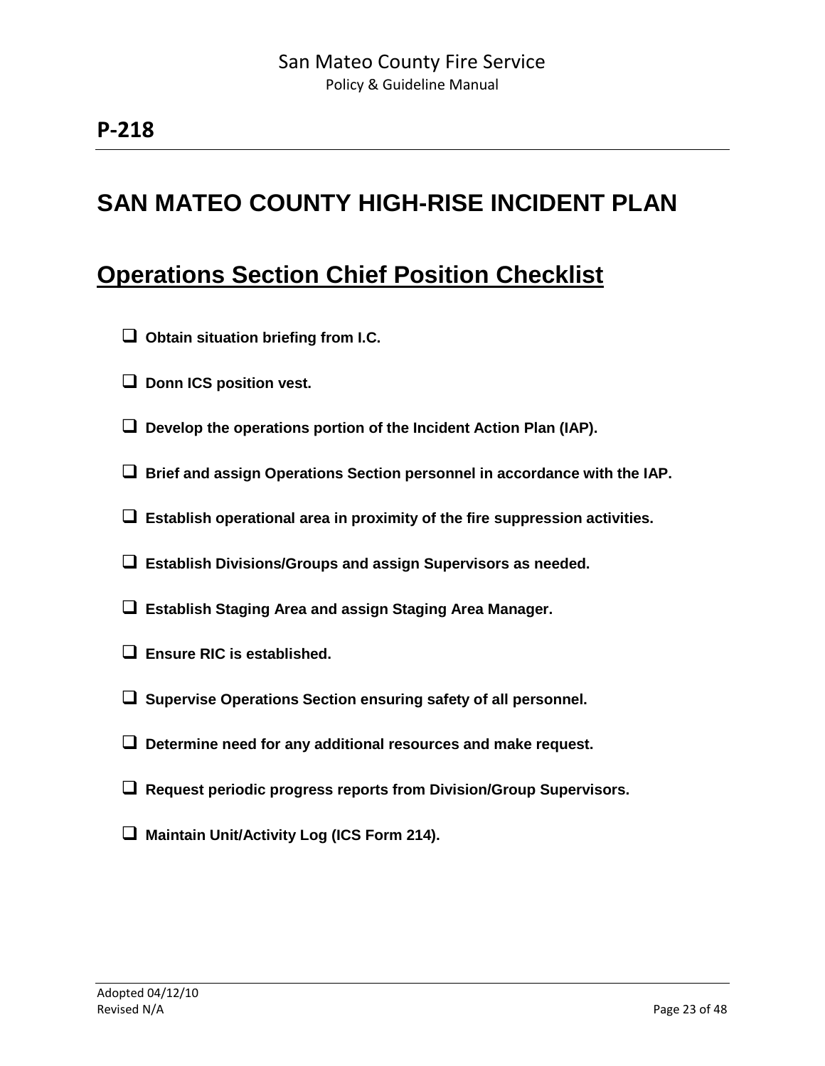## P-218

# SAN MATEO COUNTY HIGH-RISE INCIDENT PLAN

## Operations Section Chief Position Checklist

- [ ] **Obtain situation briefing from I.C.**
- [ ] **Donn ICS position vest.**
- [ ] **Develop the operations portion of the Incident Action Plan (IAP).**
- [ ] **Brief and assign Operations Section personnel in accordance with the IAP.**
- [ ] **Establish operational area in proximity of the fire suppression activities.**
- [ ] **Establish Divisions/Groups and assign Supervisors as needed.**
- [ ] **Establish Staging Area and assign Staging Area Manager.**
- [ ] **Ensure RIC is established.**
- [ ] **Supervise Operations Section ensuring safety of all personnel.**
- [ ] **Determine need for any additional resources and make request.**
- [ ] **Request periodic progress reports from Division/Group Supervisors.**
- [ ] **Maintain Unit/Activity Log (ICS Form 214).**

Adopted 04/12/10
Revised N/A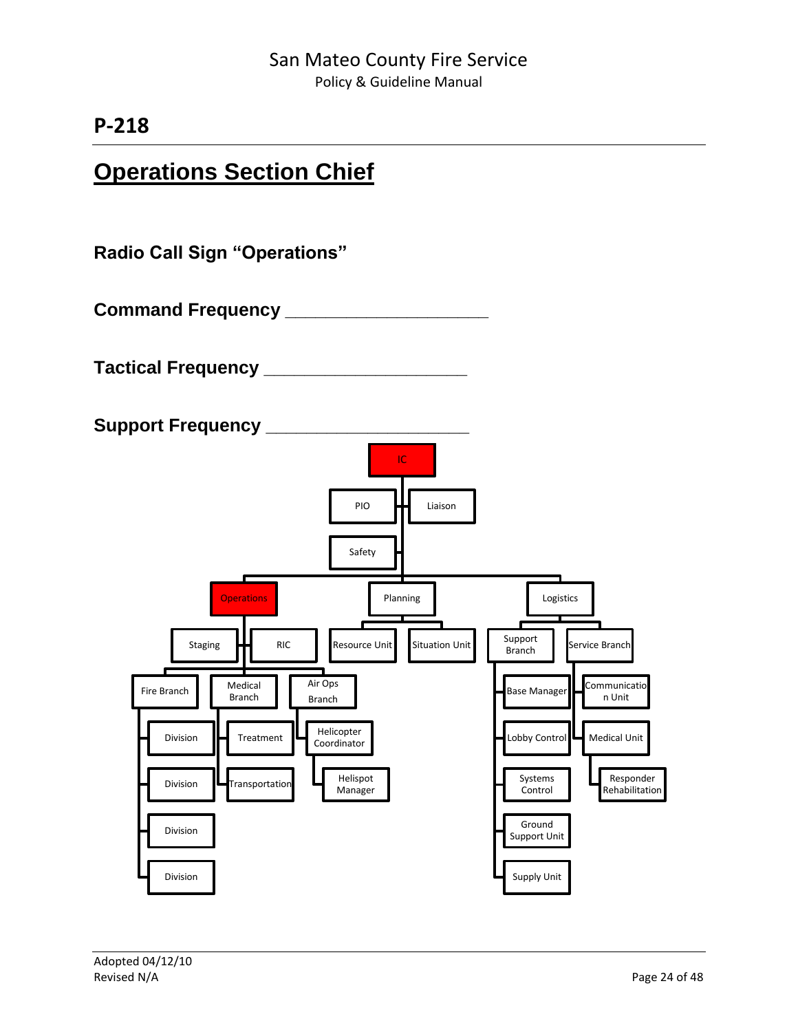## P-218

# Operations Section Chief

**Radio Call Sign "Operations"**

**Command Frequency ____________________**

**Tactical Frequency ____________________**

**Support Frequency ____________________**

- IC
  - PIO
  - Liaison
  - Safety
  - Operations
    - Staging
    - RIC
    - Fire Branch
      - Division
      - Division
      - Division
      - Division
    - Medical Branch
      - Treatment
      - Transportation
    - Air Ops Branch
      - Helicopter Coordinator
        - Helispot Manager
  - Planning
    - Resource Unit
    - Situation Unit
  - Logistics
    - Support Branch
      - Base Manager
      - Lobby Control
      - Systems Control
      - Ground Support Unit
      - Supply Unit
    - Service Branch
      - Communication Unit
      - Medical Unit
        - Responder Rehabilitation

Adopted 04/12/10
Revised N/A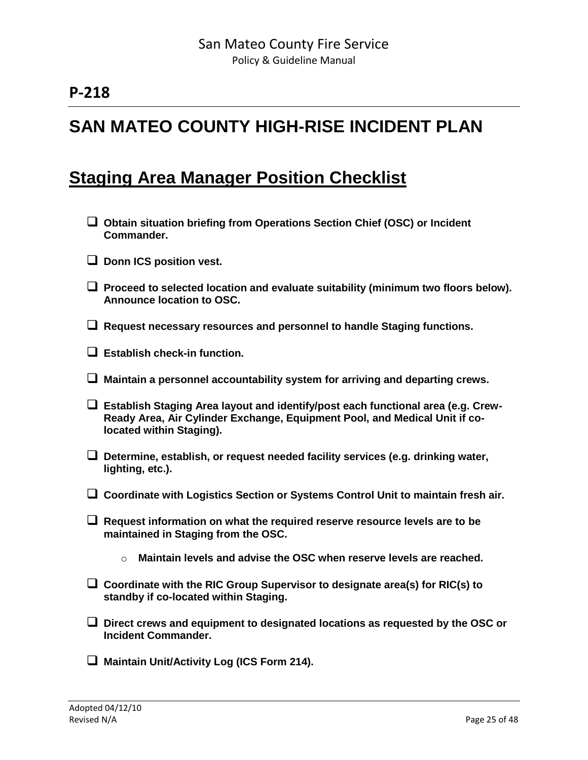## P-218

# SAN MATEO COUNTY HIGH-RISE INCIDENT PLAN

## Staging Area Manager Position Checklist

- ❑ **Obtain situation briefing from Operations Section Chief (OSC) or Incident Commander.**
- ❑ **Donn ICS position vest.**
- ❑ **Proceed to selected location and evaluate suitability (minimum two floors below). Announce location to OSC.**
- ❑ **Request necessary resources and personnel to handle Staging functions.**
- ❑ **Establish check-in function.**
- ❑ **Maintain a personnel accountability system for arriving and departing crews.**
- ❑ **Establish Staging Area layout and identify/post each functional area (e.g. Crew-Ready Area, Air Cylinder Exchange, Equipment Pool, and Medical Unit if co-located within Staging).**
- ❑ **Determine, establish, or request needed facility services (e.g. drinking water, lighting, etc.).**
- ❑ **Coordinate with Logistics Section or Systems Control Unit to maintain fresh air.**
- ❑ **Request information on what the required reserve resource levels are to be maintained in Staging from the OSC.**
  - **Maintain levels and advise the OSC when reserve levels are reached.**
- ❑ **Coordinate with the RIC Group Supervisor to designate area(s) for RIC(s) to standby if co-located within Staging.**
- ❑ **Direct crews and equipment to designated locations as requested by the OSC or Incident Commander.**
- ❑ **Maintain Unit/Activity Log (ICS Form 214).**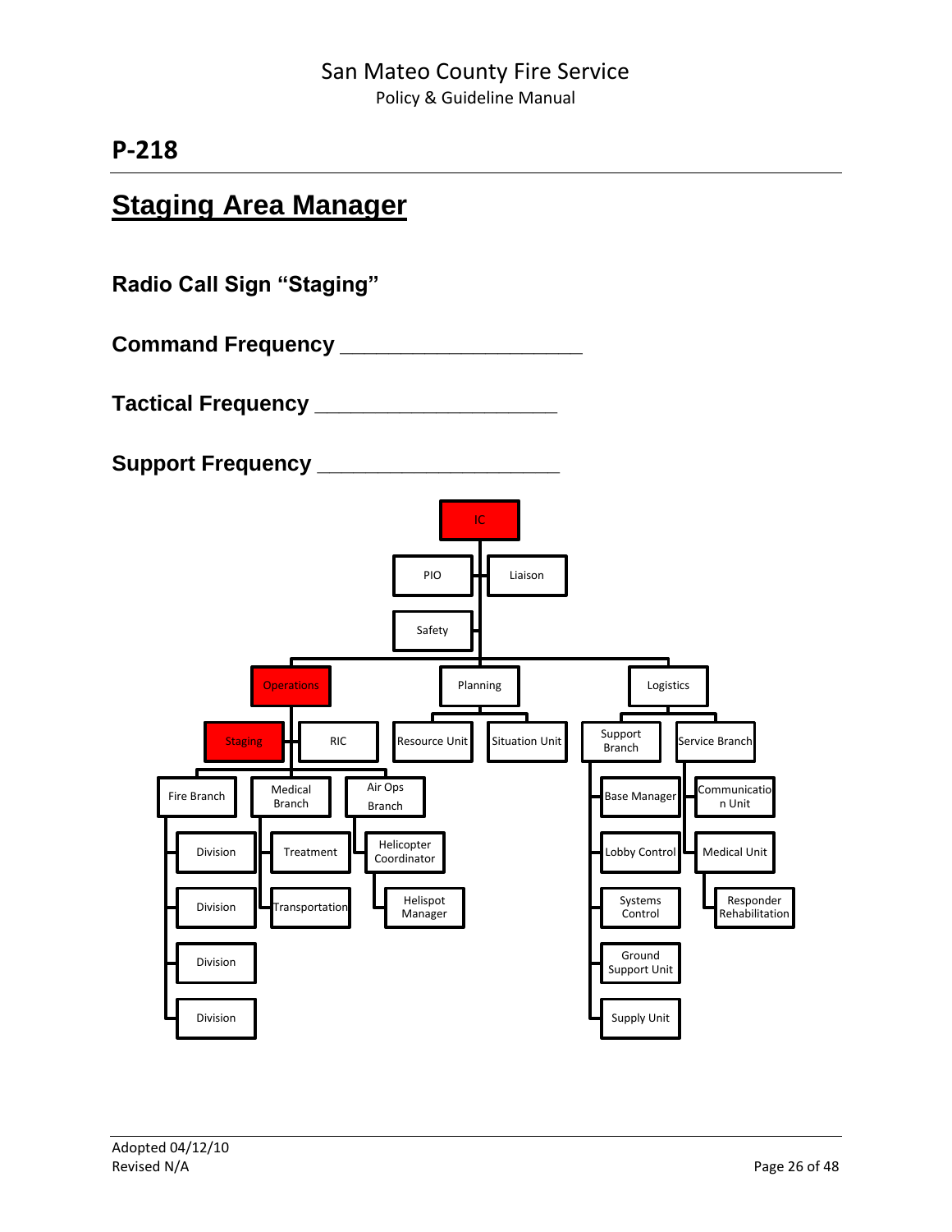## P-218

# Staging Area Manager

**Radio Call Sign "Staging"**

**Command Frequency ____________________**

**Tactical Frequency ____________________**

**Support Frequency ____________________**

- IC
  - PIO
  - Liaison
  - Safety
  - Operations
    - Staging
    - RIC
    - Fire Branch
      - Division
      - Division
      - Division
      - Division
    - Medical Branch
      - Treatment
      - Transportation
    - Air Ops Branch
      - Helicopter Coordinator
        - Helispot Manager
  - Planning
    - Resource Unit
    - Situation Unit
  - Logistics
    - Support Branch
      - Base Manager
      - Lobby Control
      - Systems Control
      - Ground Support Unit
      - Supply Unit
    - Service Branch
      - Communication Unit
      - Medical Unit
        - Responder Rehabilitation

Adopted 04/12/10
Revised N/A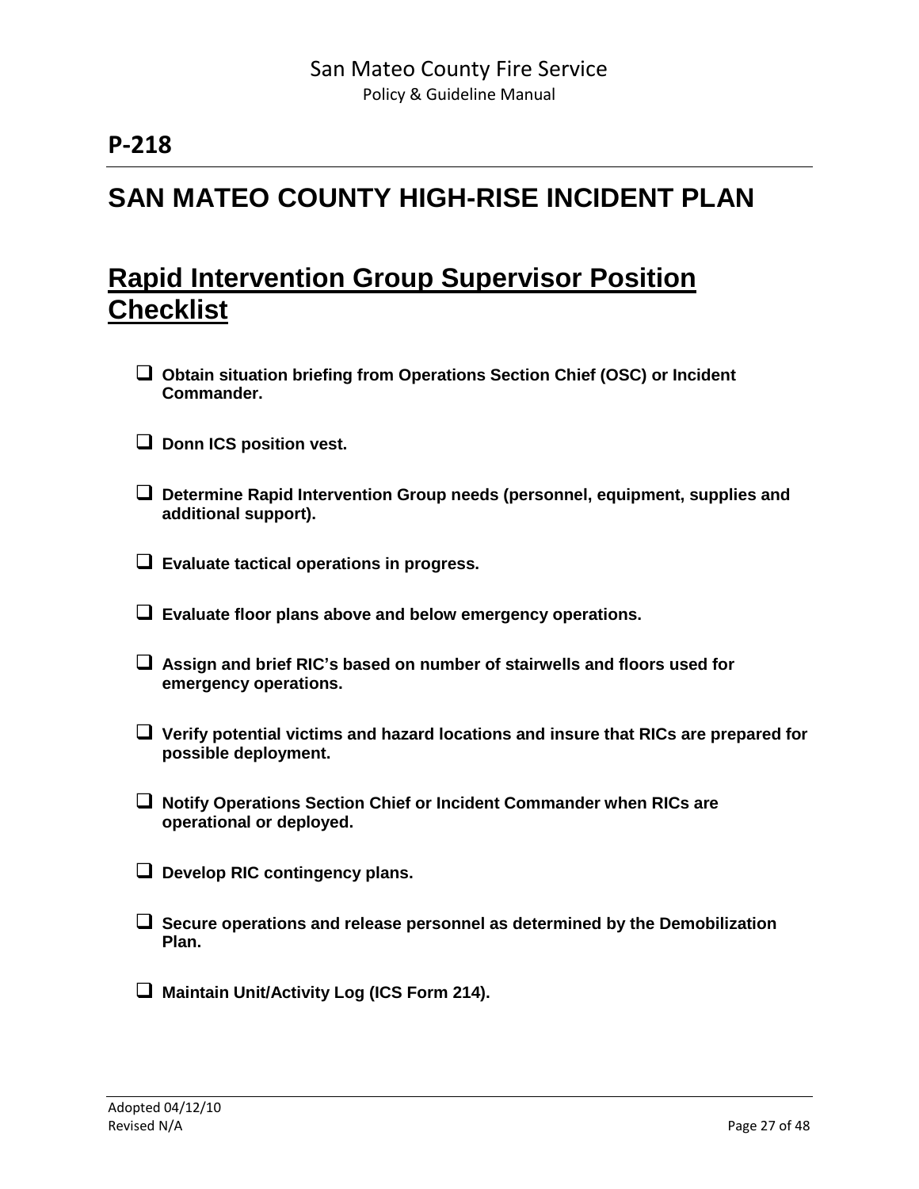## P-218

# SAN MATEO COUNTY HIGH-RISE INCIDENT PLAN

## Rapid Intervention Group Supervisor Position Checklist

- ❑ **Obtain situation briefing from Operations Section Chief (OSC) or Incident Commander.**
- ❑ **Donn ICS position vest.**
- ❑ **Determine Rapid Intervention Group needs (personnel, equipment, supplies and additional support).**
- ❑ **Evaluate tactical operations in progress.**
- ❑ **Evaluate floor plans above and below emergency operations.**
- ❑ **Assign and brief RIC's based on number of stairwells and floors used for emergency operations.**
- ❑ **Verify potential victims and hazard locations and insure that RICs are prepared for possible deployment.**
- ❑ **Notify Operations Section Chief or Incident Commander when RICs are operational or deployed.**
- ❑ **Develop RIC contingency plans.**
- ❑ **Secure operations and release personnel as determined by the Demobilization Plan.**
- ❑ **Maintain Unit/Activity Log (ICS Form 214).**

Adopted 04/12/10
Revised N/A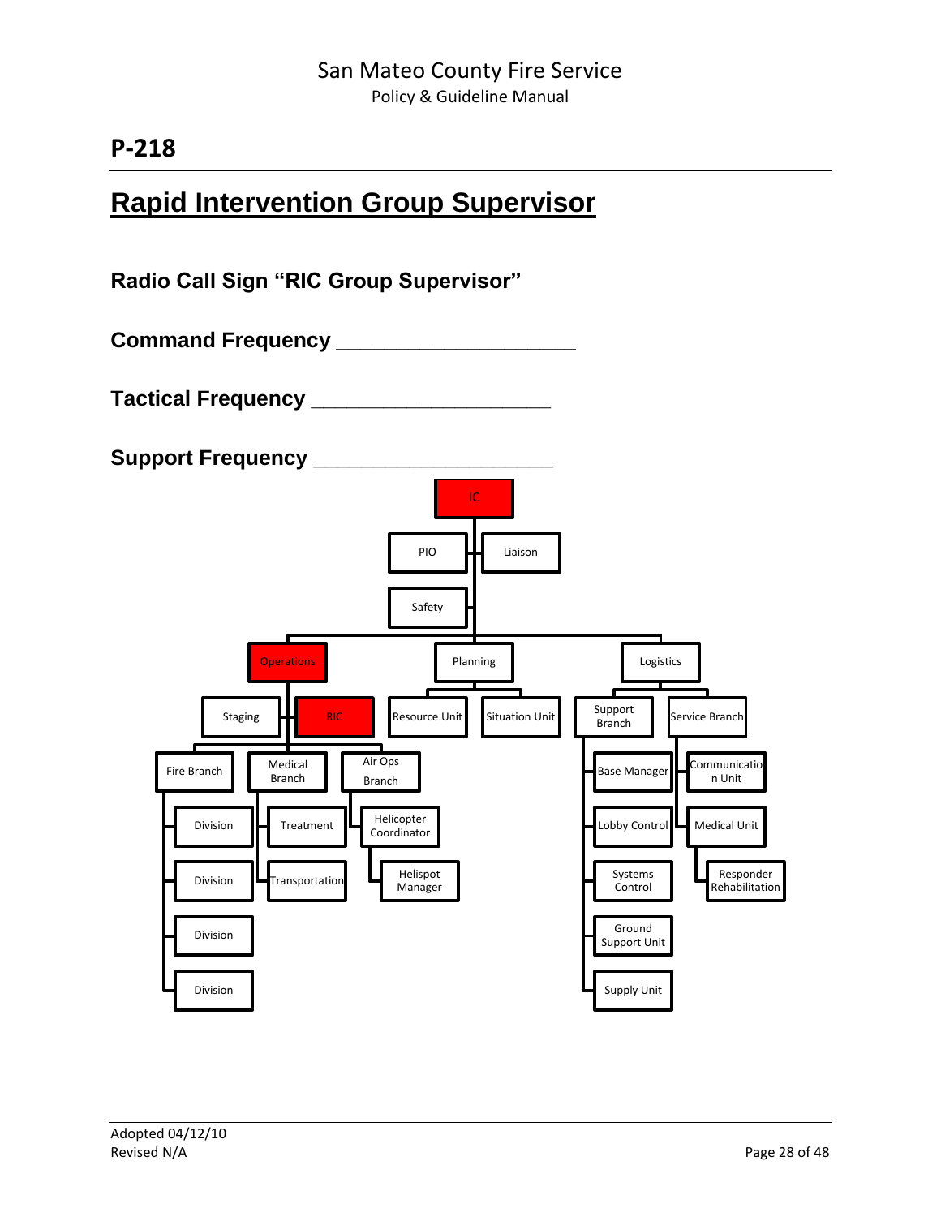## P-218

# Rapid Intervention Group Supervisor

### Radio Call Sign "RIC Group Supervisor"

### Command Frequency ____________________

### Tactical Frequency ____________________

### Support Frequency ____________________

- IC
  - PIO
  - Liaison
  - Safety
  - Operations
    - Staging
    - RIC
    - Fire Branch
      - Division
      - Division
      - Division
      - Division
    - Medical Branch
      - Treatment
      - Transportation
    - Air Ops Branch
      - Helicopter Coordinator
        - Helispot Manager
  - Planning
    - Resource Unit
    - Situation Unit
  - Logistics
    - Support Branch
      - Base Manager
      - Lobby Control
      - Systems Control
      - Ground Support Unit
      - Supply Unit
    - Service Branch
      - Communication Unit
      - Medical Unit
        - Responder Rehabilitation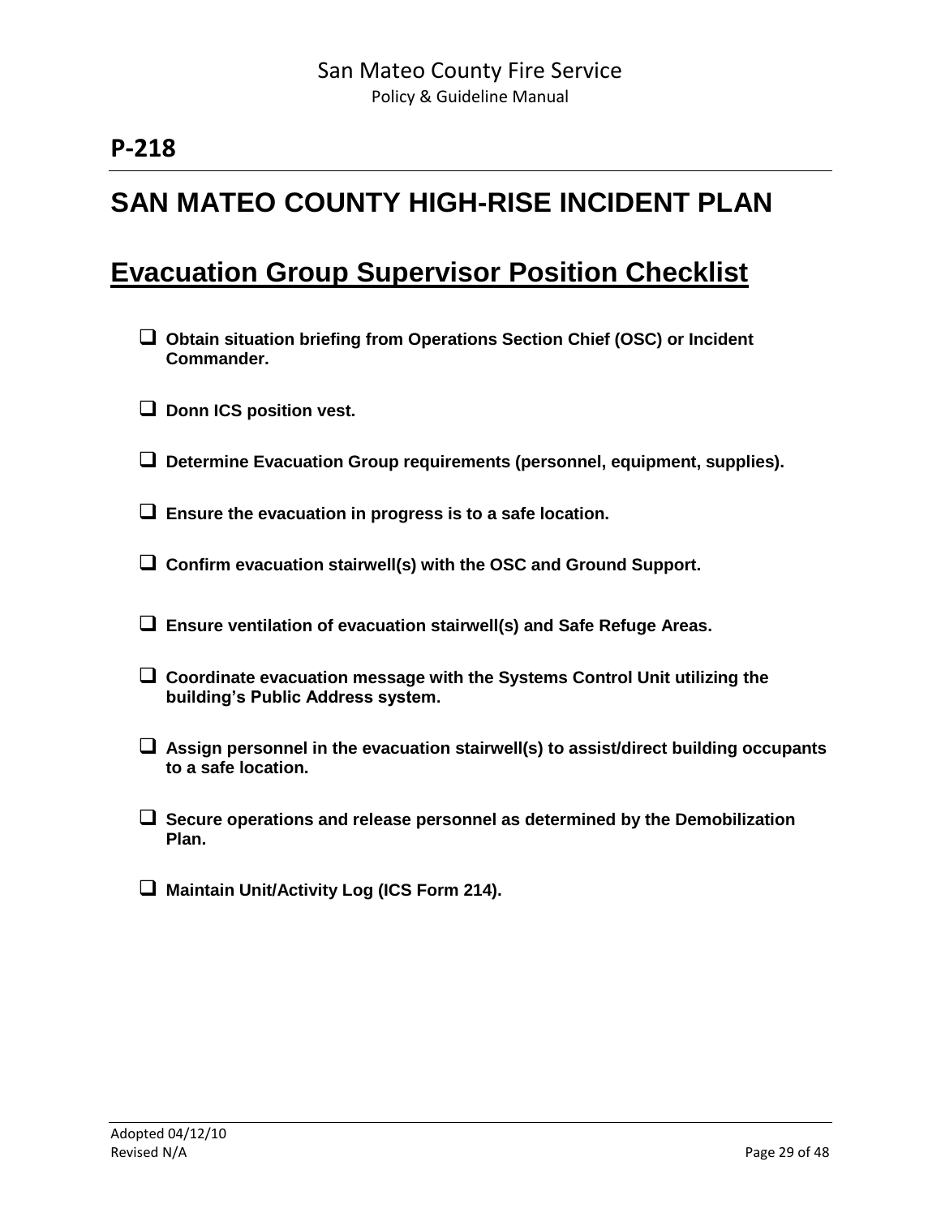# P-218

# SAN MATEO COUNTY HIGH-RISE INCIDENT PLAN

## Evacuation Group Supervisor Position Checklist

- ☐ **Obtain situation briefing from Operations Section Chief (OSC) or Incident Commander.**
- ☐ **Donn ICS position vest.**
- ☐ **Determine Evacuation Group requirements (personnel, equipment, supplies).**
- ☐ **Ensure the evacuation in progress is to a safe location.**
- ☐ **Confirm evacuation stairwell(s) with the OSC and Ground Support.**
- ☐ **Ensure ventilation of evacuation stairwell(s) and Safe Refuge Areas.**
- ☐ **Coordinate evacuation message with the Systems Control Unit utilizing the building's Public Address system.**
- ☐ **Assign personnel in the evacuation stairwell(s) to assist/direct building occupants to a safe location.**
- ☐ **Secure operations and release personnel as determined by the Demobilization Plan.**
- ☐ **Maintain Unit/Activity Log (ICS Form 214).**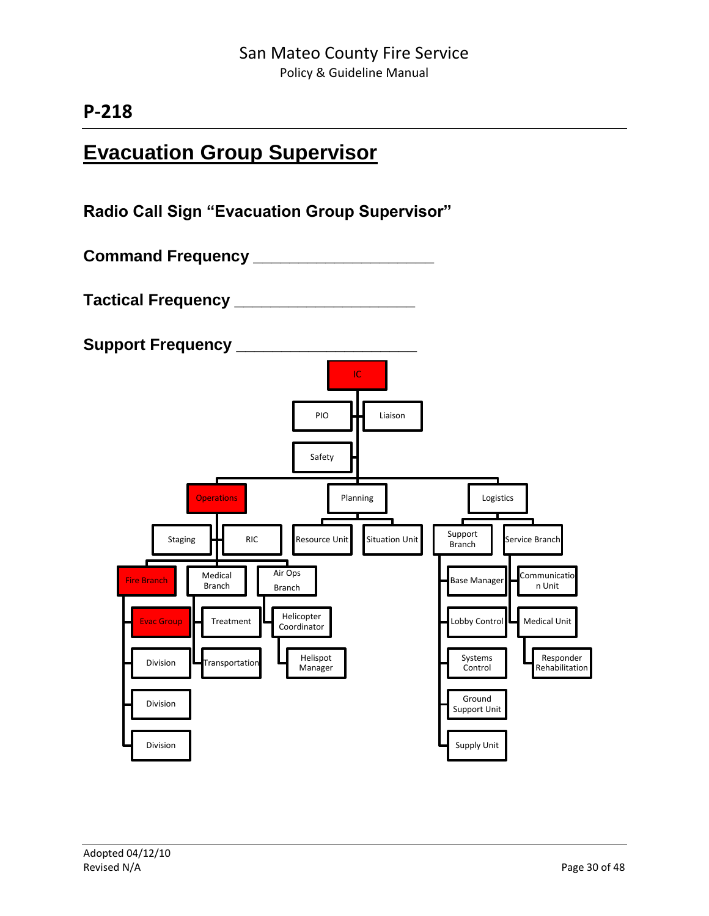## P-218

# Evacuation Group Supervisor

### Radio Call Sign "Evacuation Group Supervisor"

### Command Frequency ____________________

### Tactical Frequency ____________________

### Support Frequency ____________________

- IC
  - PIO
  - Liaison
  - Safety
  - Operations
    - Staging
    - RIC
    - Fire Branch
      - Evac Group
      - Division
      - Division
      - Division
    - Medical Branch
      - Treatment
      - Transportation
    - Air Ops Branch
      - Helicopter Coordinator
        - Helispot Manager
  - Planning
    - Resource Unit
    - Situation Unit
  - Logistics
    - Support Branch
      - Base Manager
      - Lobby Control
      - Systems Control
      - Ground Support Unit
      - Supply Unit
    - Service Branch
      - Communication Unit
      - Medical Unit
        - Responder Rehabilitation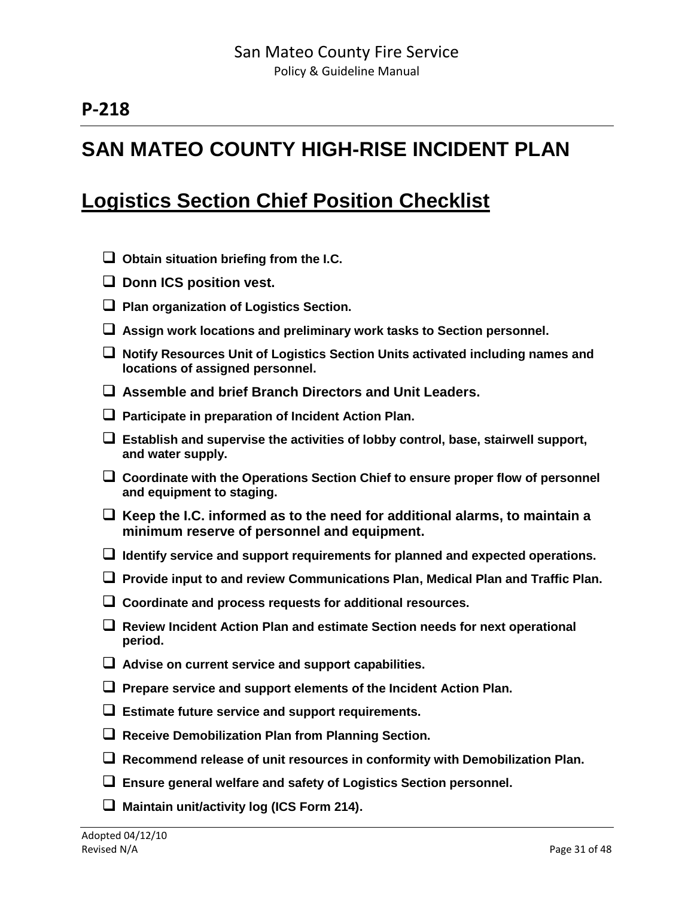# P-218

# SAN MATEO COUNTY HIGH-RISE INCIDENT PLAN

## Logistics Section Chief Position Checklist

- ☐ **Obtain situation briefing from the I.C.**
- ☐ **Donn ICS position vest.**
- ☐ **Plan organization of Logistics Section.**
- ☐ **Assign work locations and preliminary work tasks to Section personnel.**
- ☐ **Notify Resources Unit of Logistics Section Units activated including names and locations of assigned personnel.**
- ☐ **Assemble and brief Branch Directors and Unit Leaders.**
- ☐ **Participate in preparation of Incident Action Plan.**
- ☐ **Establish and supervise the activities of lobby control, base, stairwell support, and water supply.**
- ☐ **Coordinate with the Operations Section Chief to ensure proper flow of personnel and equipment to staging.**
- ☐ **Keep the I.C. informed as to the need for additional alarms, to maintain a minimum reserve of personnel and equipment.**
- ☐ **Identify service and support requirements for planned and expected operations.**
- ☐ **Provide input to and review Communications Plan, Medical Plan and Traffic Plan.**
- ☐ **Coordinate and process requests for additional resources.**
- ☐ **Review Incident Action Plan and estimate Section needs for next operational period.**
- ☐ **Advise on current service and support capabilities.**
- ☐ **Prepare service and support elements of the Incident Action Plan.**
- ☐ **Estimate future service and support requirements.**
- ☐ **Receive Demobilization Plan from Planning Section.**
- ☐ **Recommend release of unit resources in conformity with Demobilization Plan.**
- ☐ **Ensure general welfare and safety of Logistics Section personnel.**
- ☐ **Maintain unit/activity log (ICS Form 214).**

Adopted 04/12/10
Revised N/A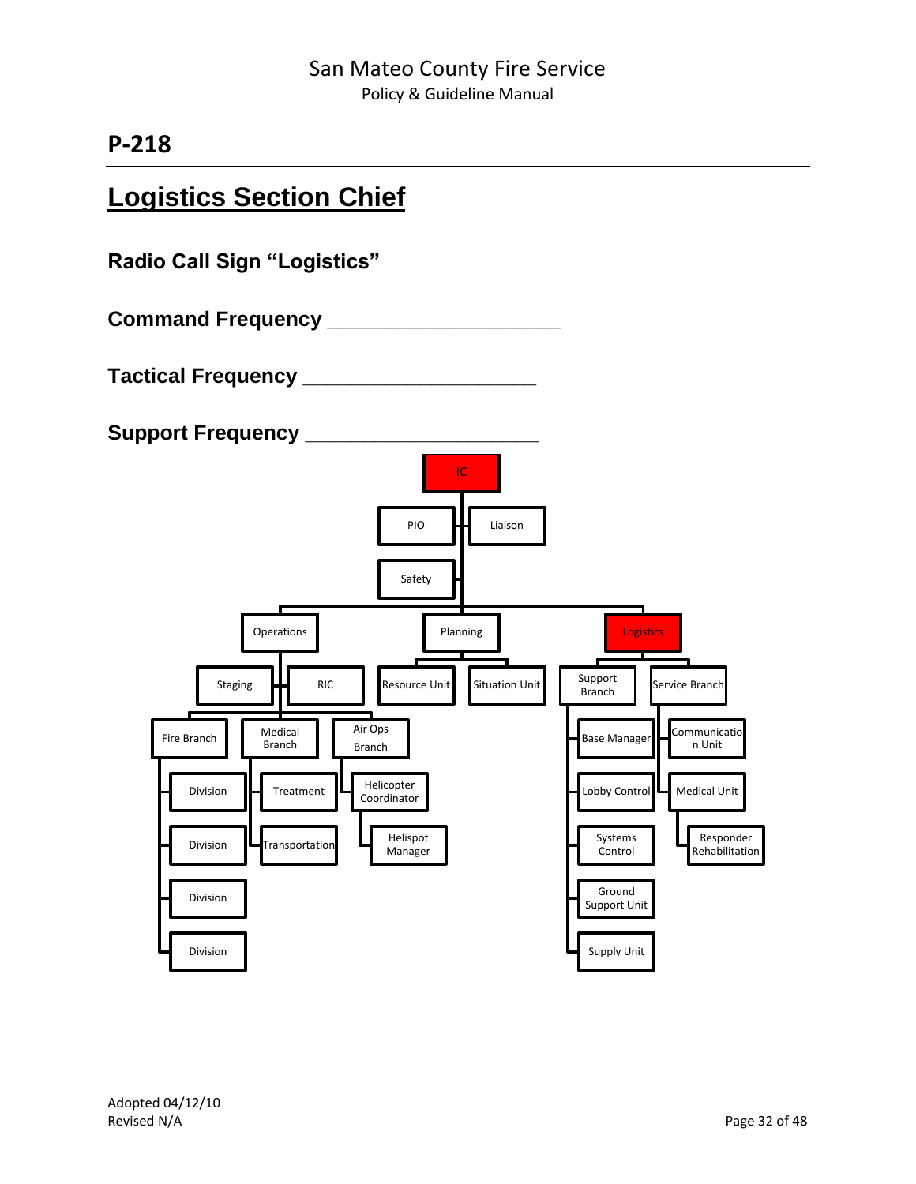# P-218

## Logistics Section Chief

### Radio Call Sign "Logistics"

### Command Frequency ____________________

### Tactical Frequency ____________________

### Support Frequency ____________________

- IC
  - PIO
  - Liaison
  - Safety
  - Operations
    - Staging
    - RIC
    - Fire Branch
      - Division
      - Division
      - Division
      - Division
    - Medical Branch
      - Treatment
      - Transportation
    - Air Ops Branch
      - Helicopter Coordinator
      - Helispot Manager
  - Planning
    - Resource Unit
    - Situation Unit
  - Logistics
    - Support Branch
      - Base Manager
      - Lobby Control
      - Systems Control
      - Ground Support Unit
      - Supply Unit
    - Service Branch
      - Communication Unit
      - Medical Unit
        - Responder Rehabilitation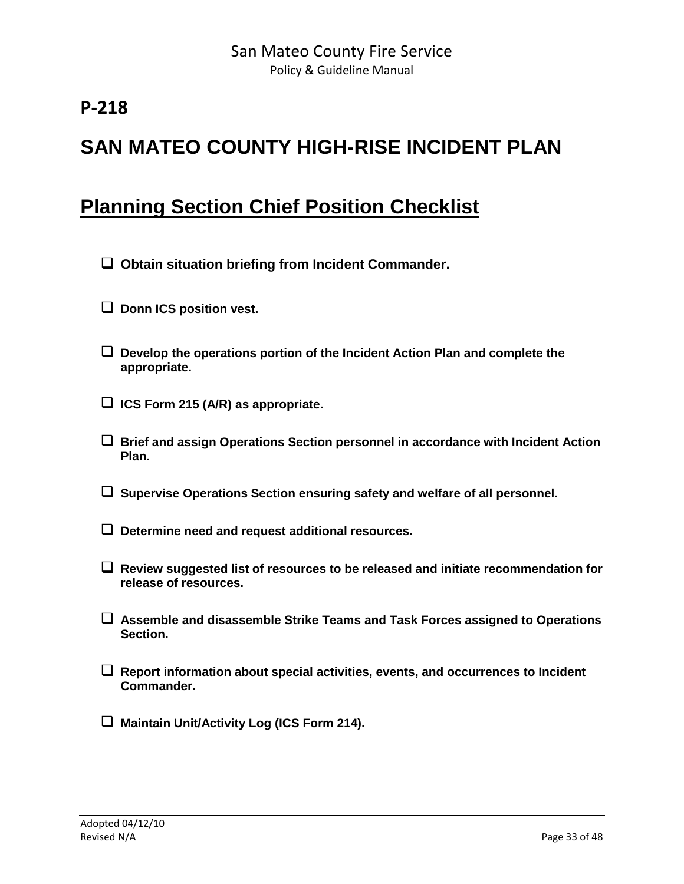## P-218

# SAN MATEO COUNTY HIGH-RISE INCIDENT PLAN

## Planning Section Chief Position Checklist

- ❑ **Obtain situation briefing from Incident Commander.**
- ❑ **Donn ICS position vest.**
- ❑ **Develop the operations portion of the Incident Action Plan and complete the appropriate.**
- ❑ **ICS Form 215 (A/R) as appropriate.**
- ❑ **Brief and assign Operations Section personnel in accordance with Incident Action Plan.**
- ❑ **Supervise Operations Section ensuring safety and welfare of all personnel.**
- ❑ **Determine need and request additional resources.**
- ❑ **Review suggested list of resources to be released and initiate recommendation for release of resources.**
- ❑ **Assemble and disassemble Strike Teams and Task Forces assigned to Operations Section.**
- ❑ **Report information about special activities, events, and occurrences to Incident Commander.**
- ❑ **Maintain Unit/Activity Log (ICS Form 214).**

Adopted 04/12/10
Revised N/A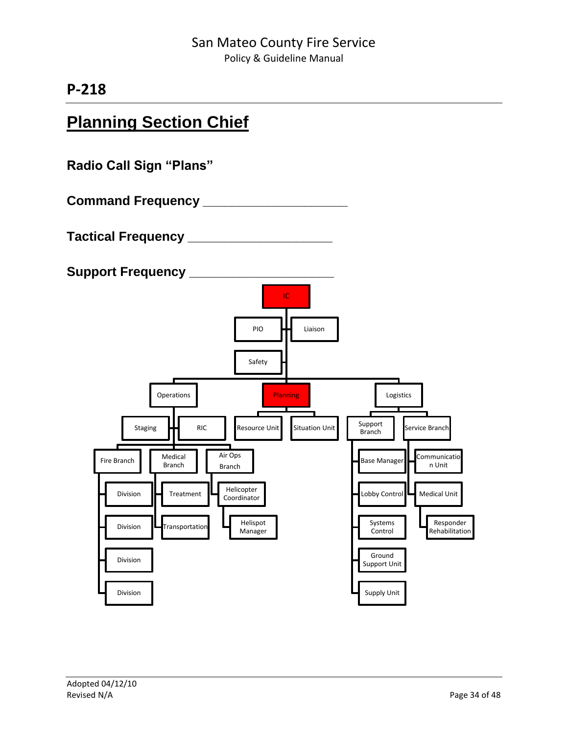## P-218

# Planning Section Chief

**Radio Call Sign "Plans"**

**Command Frequency \_\_\_\_\_\_\_\_\_\_\_\_\_\_\_\_\_\_\_\_\_\_\_\_**

**Tactical Frequency \_\_\_\_\_\_\_\_\_\_\_\_\_\_\_\_\_\_\_\_\_\_\_\_**

**Support Frequency \_\_\_\_\_\_\_\_\_\_\_\_\_\_\_\_\_\_\_\_\_\_\_\_**

- IC
  - PIO
  - Liaison
  - Safety
  - Operations
    - Staging
    - RIC
    - Fire Branch
      - Division
      - Division
      - Division
      - Division
    - Medical Branch
      - Treatment
      - Transportation
    - Air Ops Branch
      - Helicopter Coordinator
        - Helispot Manager
  - Planning
    - Resource Unit
    - Situation Unit
  - Logistics
    - Support Branch
      - Base Manager
      - Lobby Control
      - Systems Control
      - Ground Support Unit
      - Supply Unit
    - Service Branch
      - Communication Unit
      - Medical Unit
        - Responder Rehabilitation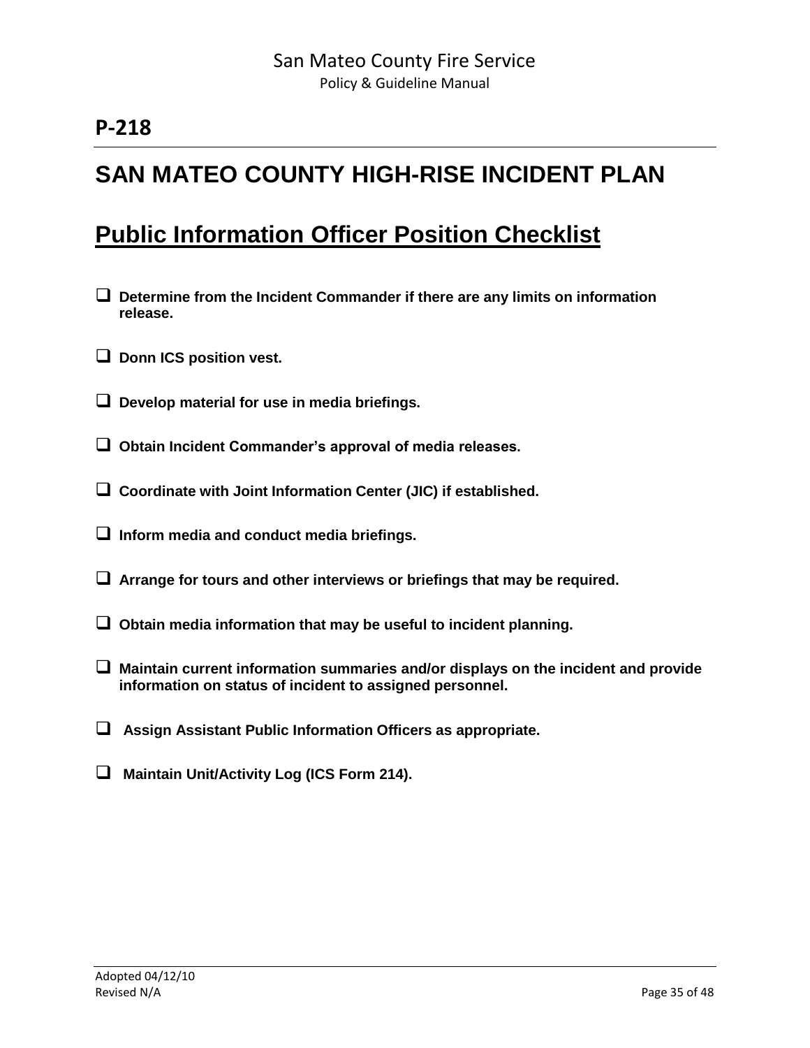## P-218

# SAN MATEO COUNTY HIGH-RISE INCIDENT PLAN

## Public Information Officer Position Checklist

- ❑ **Determine from the Incident Commander if there are any limits on information release.**
- ❑ **Donn ICS position vest.**
- ❑ **Develop material for use in media briefings.**
- ❑ **Obtain Incident Commander's approval of media releases.**
- ❑ **Coordinate with Joint Information Center (JIC) if established.**
- ❑ **Inform media and conduct media briefings.**
- ❑ **Arrange for tours and other interviews or briefings that may be required.**
- ❑ **Obtain media information that may be useful to incident planning.**
- ❑ **Maintain current information summaries and/or displays on the incident and provide information on status of incident to assigned personnel.**
- ❑ **Assign Assistant Public Information Officers as appropriate.**
- ❑ **Maintain Unit/Activity Log (ICS Form 214).**

Adopted 04/12/10
Revised N/A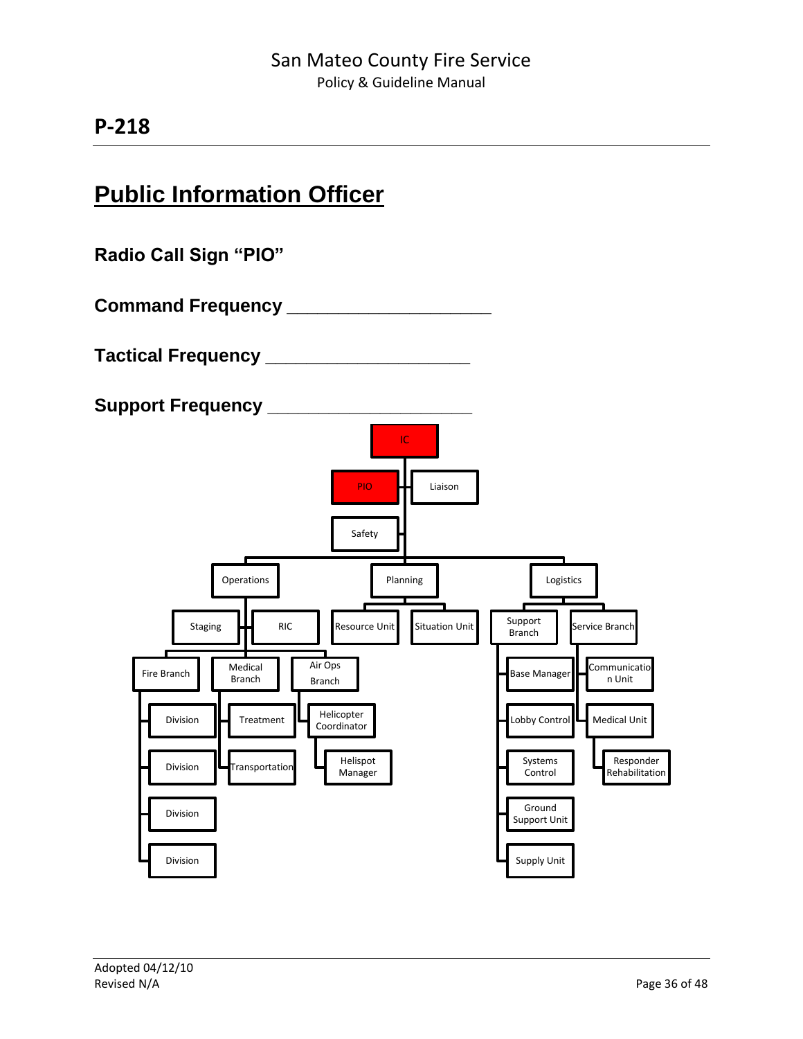## P-218

# Public Information Officer

### Radio Call Sign "PIO"

### Command Frequency ____________________

### Tactical Frequency ____________________

### Support Frequency ____________________

- IC
  - PIO
  - Liaison
  - Safety
  - Operations
    - Staging
    - RIC
    - Fire Branch
      - Division
      - Division
      - Division
      - Division
    - Medical Branch
      - Treatment
      - Transportation
    - Air Ops Branch
      - Helicopter Coordinator
        - Helispot Manager
  - Planning
    - Resource Unit
    - Situation Unit
  - Logistics
    - Support Branch
      - Base Manager
      - Lobby Control
      - Systems Control
      - Ground Support Unit
      - Supply Unit
    - Service Branch
      - Communication Unit
      - Medical Unit
        - Responder Rehabilitation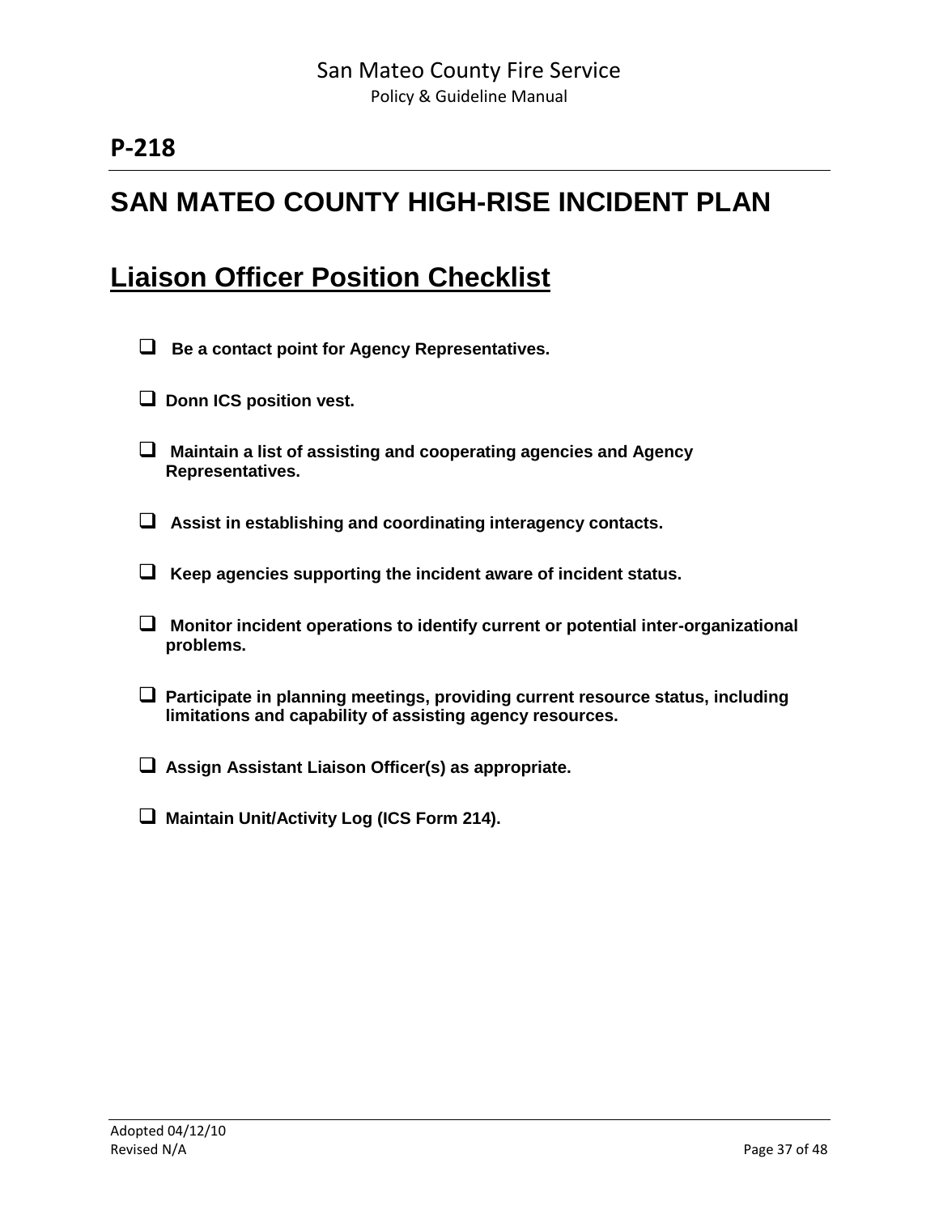## P-218

# SAN MATEO COUNTY HIGH-RISE INCIDENT PLAN

## Liaison Officer Position Checklist

- ☐ **Be a contact point for Agency Representatives.**
- ☐ **Donn ICS position vest.**
- ☐ **Maintain a list of assisting and cooperating agencies and Agency Representatives.**
- ☐ **Assist in establishing and coordinating interagency contacts.**
- ☐ **Keep agencies supporting the incident aware of incident status.**
- ☐ **Monitor incident operations to identify current or potential inter-organizational problems.**
- ☐ **Participate in planning meetings, providing current resource status, including limitations and capability of assisting agency resources.**
- ☐ **Assign Assistant Liaison Officer(s) as appropriate.**
- ☐ **Maintain Unit/Activity Log (ICS Form 214).**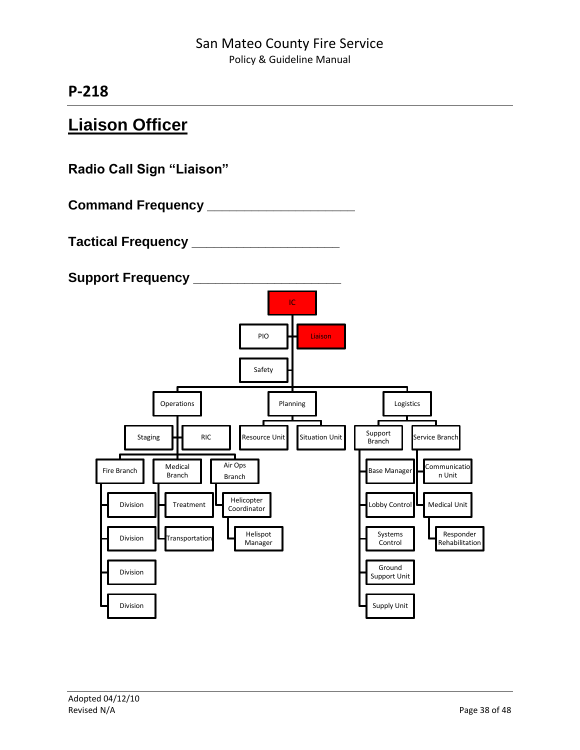## P-218

# Liaison Officer

**Radio Call Sign "Liaison"**

**Command Frequency ____________________**

**Tactical Frequency ____________________**

**Support Frequency ____________________**

- IC
  - PIO
  - Liaison
  - Safety
  - Operations
    - Staging
    - RIC
    - Fire Branch
      - Division
      - Division
      - Division
      - Division
    - Medical Branch
      - Treatment
      - Transportation
    - Air Ops Branch
      - Helicopter Coordinator
        - Helispot Manager
  - Planning
    - Resource Unit
    - Situation Unit
  - Logistics
    - Support Branch
      - Base Manager
      - Lobby Control
      - Systems Control
      - Ground Support Unit
      - Supply Unit
    - Service Branch
      - Communication Unit
      - Medical Unit
        - Responder Rehabilitation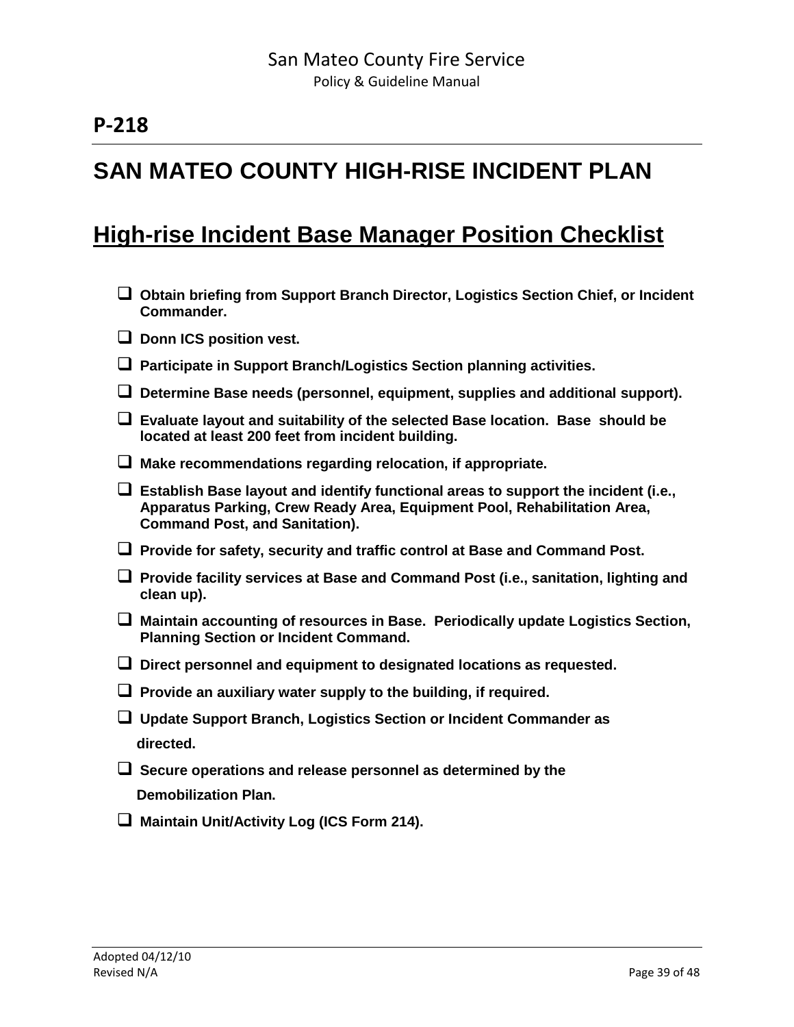## P-218

# SAN MATEO COUNTY HIGH-RISE INCIDENT PLAN

## High-rise Incident Base Manager Position Checklist

- ❑ **Obtain briefing from Support Branch Director, Logistics Section Chief, or Incident Commander.**
- ❑ **Donn ICS position vest.**
- ❑ **Participate in Support Branch/Logistics Section planning activities.**
- ❑ **Determine Base needs (personnel, equipment, supplies and additional support).**
- ❑ **Evaluate layout and suitability of the selected Base location. Base should be located at least 200 feet from incident building.**
- ❑ **Make recommendations regarding relocation, if appropriate.**
- ❑ **Establish Base layout and identify functional areas to support the incident (i.e., Apparatus Parking, Crew Ready Area, Equipment Pool, Rehabilitation Area, Command Post, and Sanitation).**
- ❑ **Provide for safety, security and traffic control at Base and Command Post.**
- ❑ **Provide facility services at Base and Command Post (i.e., sanitation, lighting and clean up).**
- ❑ **Maintain accounting of resources in Base. Periodically update Logistics Section, Planning Section or Incident Command.**
- ❑ **Direct personnel and equipment to designated locations as requested.**
- ❑ **Provide an auxiliary water supply to the building, if required.**
- ❑ **Update Support Branch, Logistics Section or Incident Commander as directed.**
- ❑ **Secure operations and release personnel as determined by the Demobilization Plan.**
- ❑ **Maintain Unit/Activity Log (ICS Form 214).**

Adopted 04/12/10
Revised N/A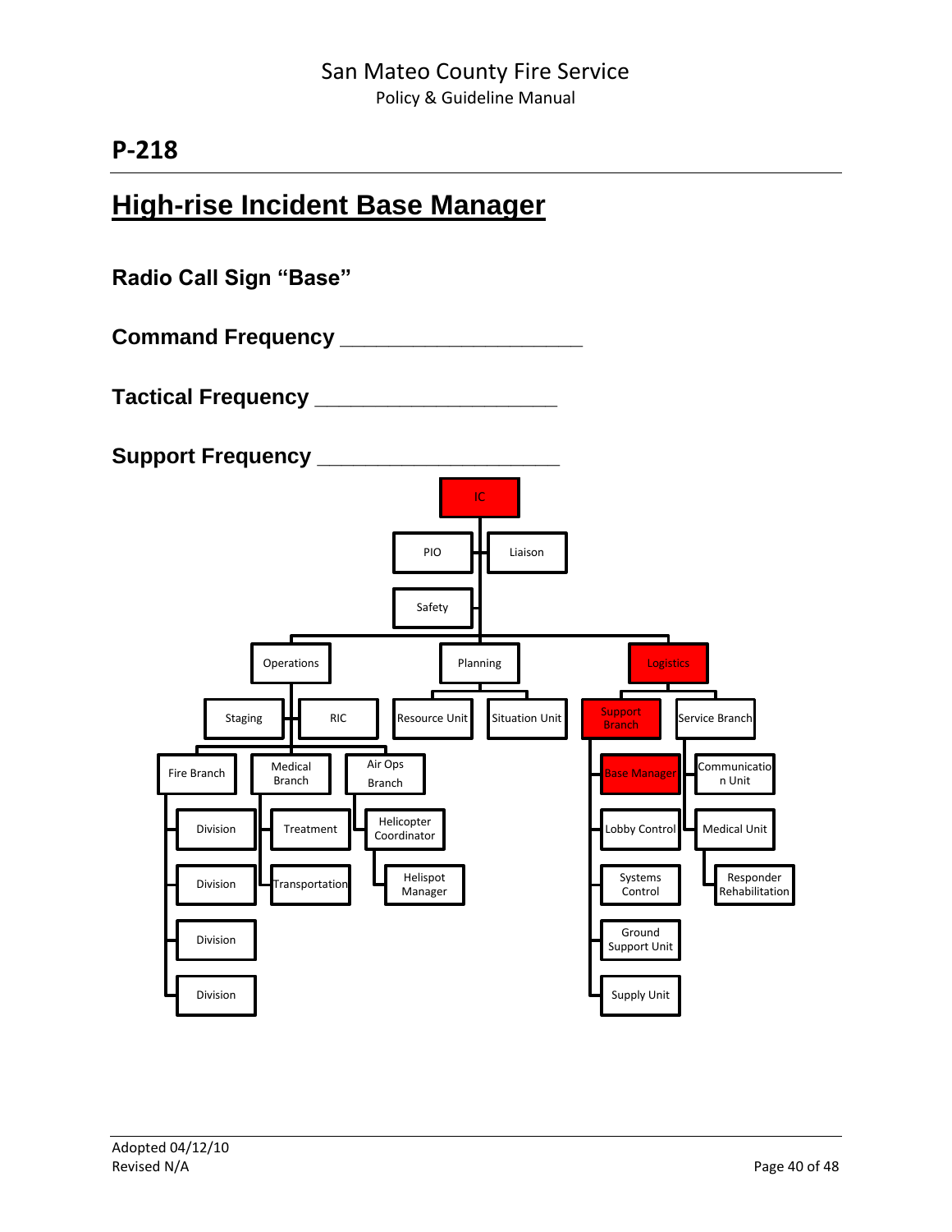## P-218

# High-rise Incident Base Manager

**Radio Call Sign “Base”**

**Command Frequency ____________________**

**Tactical Frequency ____________________**

**Support Frequency ____________________**

- IC
  - PIO
  - Liaison
  - Safety
  - Operations
    - Staging
    - RIC
    - Fire Branch
      - Division
      - Division
      - Division
      - Division
    - Medical Branch
      - Treatment
      - Transportation
    - Air Ops Branch
      - Helicopter Coordinator
        - Helispot Manager
  - Planning
    - Resource Unit
    - Situation Unit
  - Logistics
    - Support Branch
      - Base Manager
      - Lobby Control
      - Systems Control
      - Ground Support Unit
      - Supply Unit
    - Service Branch
      - Communication Unit
      - Medical Unit
        - Responder Rehabilitation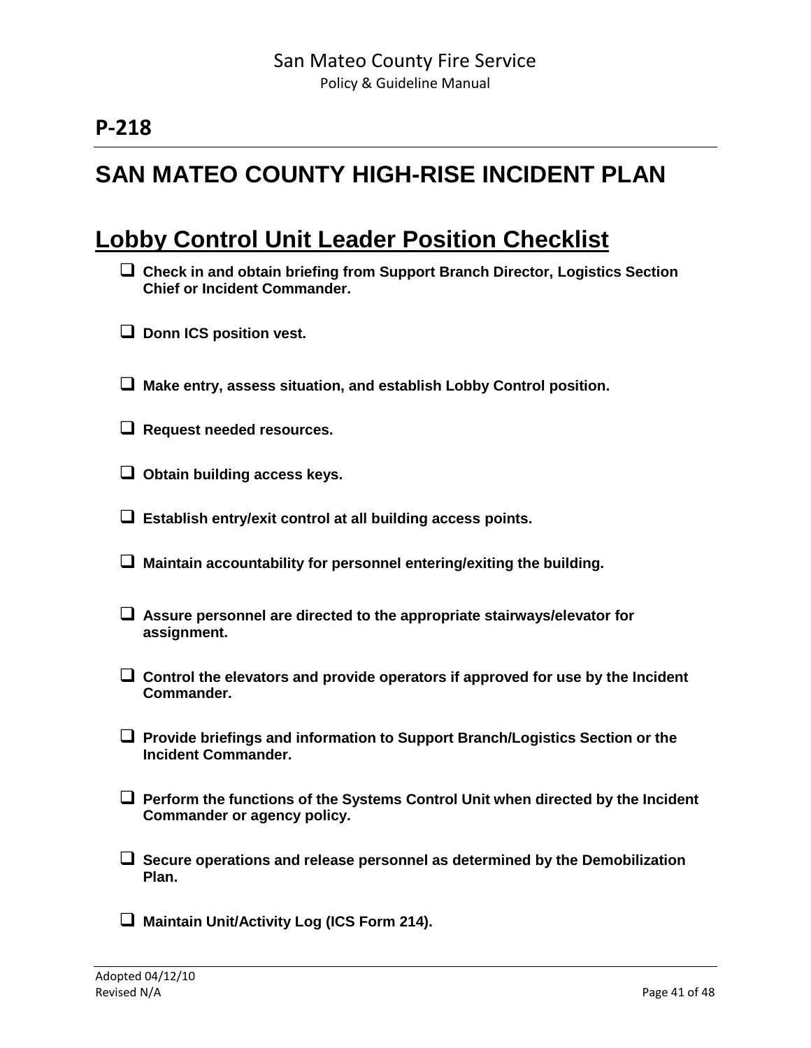**P-218**

# SAN MATEO COUNTY HIGH-RISE INCIDENT PLAN

## Lobby Control Unit Leader Position Checklist

- ☐ **Check in and obtain briefing from Support Branch Director, Logistics Section Chief or Incident Commander.**
- ☐ **Donn ICS position vest.**
- ☐ **Make entry, assess situation, and establish Lobby Control position.**
- ☐ **Request needed resources.**
- ☐ **Obtain building access keys.**
- ☐ **Establish entry/exit control at all building access points.**
- ☐ **Maintain accountability for personnel entering/exiting the building.**
- ☐ **Assure personnel are directed to the appropriate stairways/elevator for assignment.**
- ☐ **Control the elevators and provide operators if approved for use by the Incident Commander.**
- ☐ **Provide briefings and information to Support Branch/Logistics Section or the Incident Commander.**
- ☐ **Perform the functions of the Systems Control Unit when directed by the Incident Commander or agency policy.**
- ☐ **Secure operations and release personnel as determined by the Demobilization Plan.**
- ☐ **Maintain Unit/Activity Log (ICS Form 214).**

Adopted 04/12/10
Revised N/A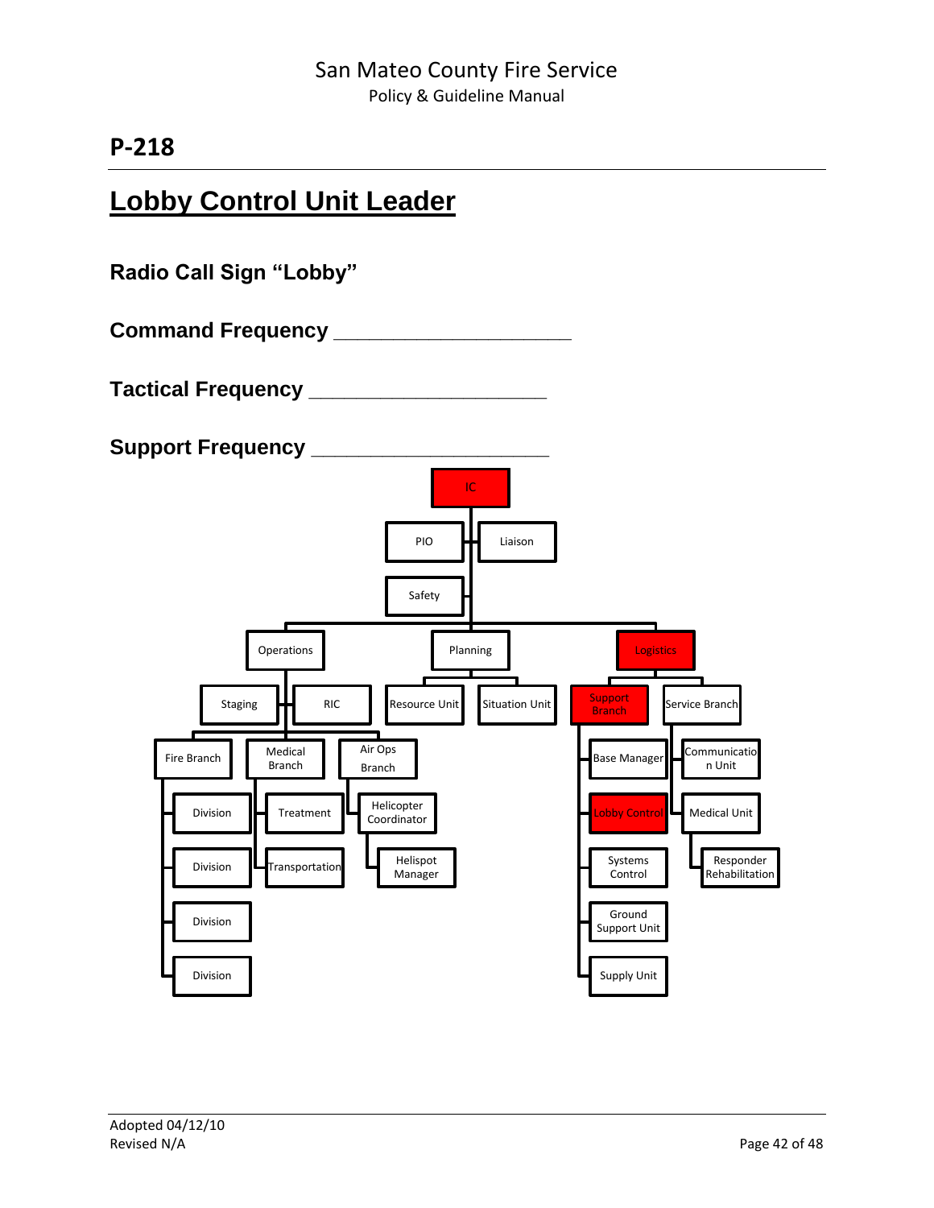# P-218

## Lobby Control Unit Leader

### Radio Call Sign "Lobby"

### Command Frequency ____________________

### Tactical Frequency ____________________

### Support Frequency ____________________

- IC
  - PIO
  - Liaison
  - Safety
  - Operations
    - Staging
    - RIC
    - Fire Branch
      - Division
      - Division
      - Division
      - Division
    - Medical Branch
      - Treatment
      - Transportation
    - Air Ops Branch
      - Helicopter Coordinator
        - Helispot Manager
  - Planning
    - Resource Unit
    - Situation Unit
  - Logistics
    - Support Branch
      - Base Manager
      - Lobby Control
      - Systems Control
      - Ground Support Unit
      - Supply Unit
    - Service Branch
      - Communication Unit
      - Medical Unit
        - Responder Rehabilitation

Adopted 04/12/10
Revised N/A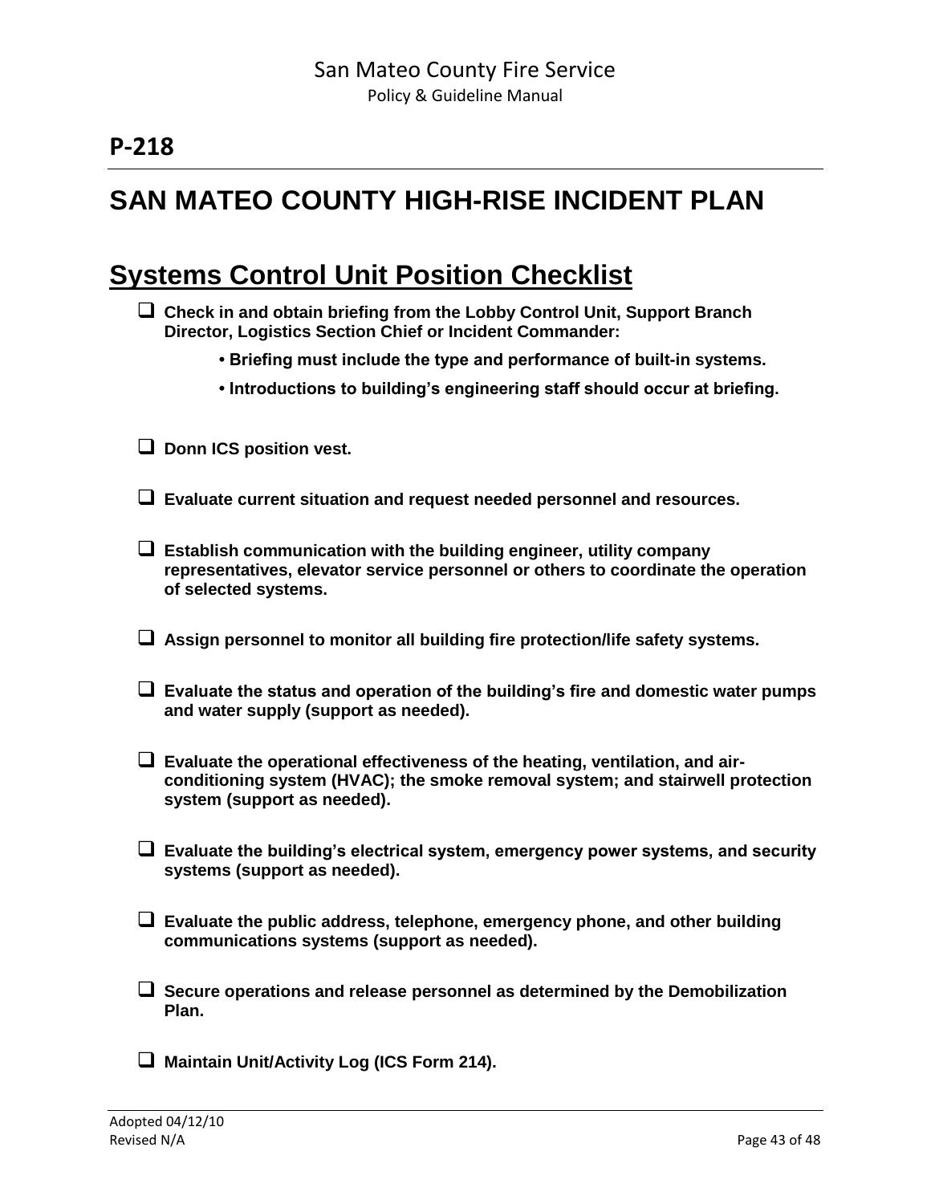## P-218

# SAN MATEO COUNTY HIGH-RISE INCIDENT PLAN

## Systems Control Unit Position Checklist

- ❑ **Check in and obtain briefing from the Lobby Control Unit, Support Branch Director, Logistics Section Chief or Incident Commander:**
  - **Briefing must include the type and performance of built-in systems.**
  - **Introductions to building's engineering staff should occur at briefing.**
- ❑ **Donn ICS position vest.**
- ❑ **Evaluate current situation and request needed personnel and resources.**
- ❑ **Establish communication with the building engineer, utility company representatives, elevator service personnel or others to coordinate the operation of selected systems.**
- ❑ **Assign personnel to monitor all building fire protection/life safety systems.**
- ❑ **Evaluate the status and operation of the building's fire and domestic water pumps and water supply (support as needed).**
- ❑ **Evaluate the operational effectiveness of the heating, ventilation, and air-conditioning system (HVAC); the smoke removal system; and stairwell protection system (support as needed).**
- ❑ **Evaluate the building's electrical system, emergency power systems, and security systems (support as needed).**
- ❑ **Evaluate the public address, telephone, emergency phone, and other building communications systems (support as needed).**
- ❑ **Secure operations and release personnel as determined by the Demobilization Plan.**
- ❑ **Maintain Unit/Activity Log (ICS Form 214).**

Adopted 04/12/10
Revised N/A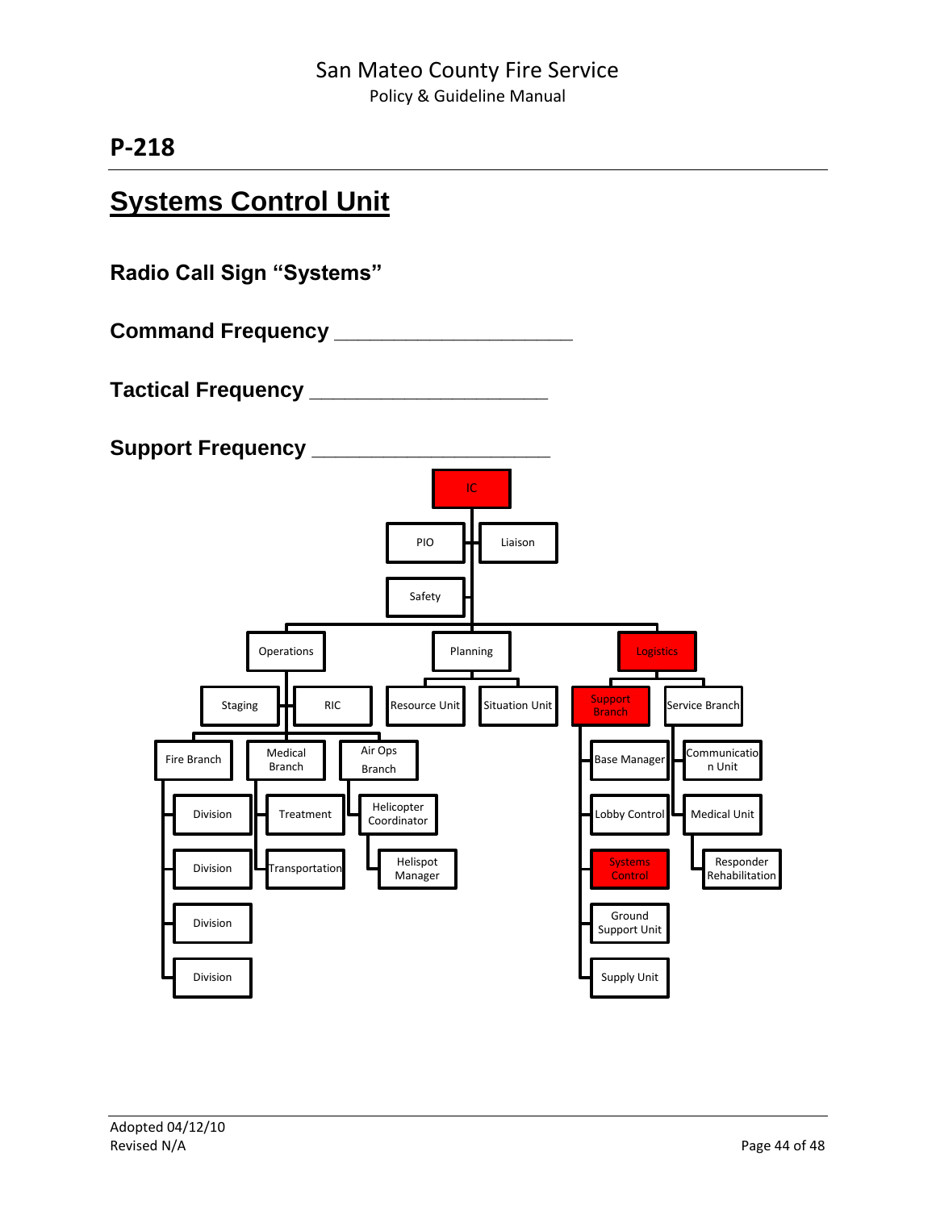## P-218

# Systems Control Unit

### Radio Call Sign "Systems"

### Command Frequency ____________________

### Tactical Frequency ____________________

### Support Frequency ____________________

- IC
  - PIO
  - Liaison
  - Safety
  - Operations
    - Staging
    - RIC
    - Fire Branch
      - Division
      - Division
      - Division
      - Division
    - Medical Branch
      - Treatment
      - Transportation
    - Air Ops Branch
      - Helicopter Coordinator
        - Helispot Manager
  - Planning
    - Resource Unit
    - Situation Unit
  - Logistics
    - Support Branch
      - Base Manager
      - Lobby Control
      - Systems Control
      - Ground Support Unit
      - Supply Unit
    - Service Branch
      - Communication Unit
      - Medical Unit
        - Responder Rehabilitation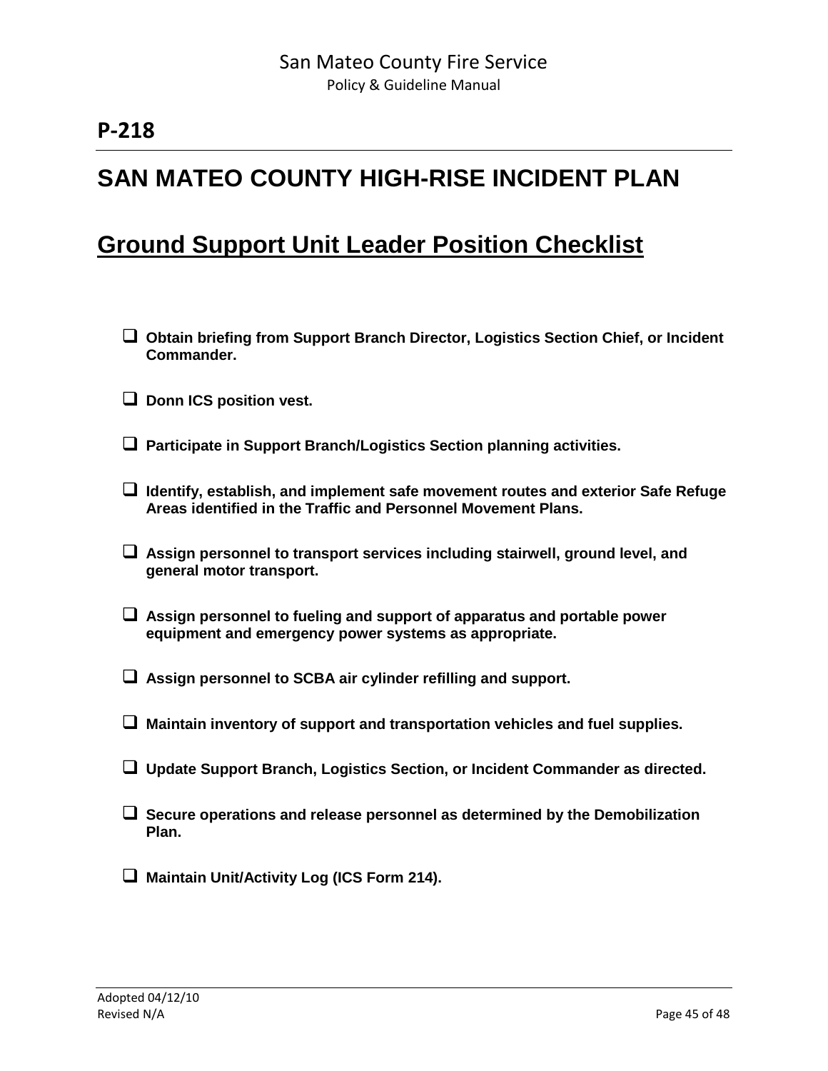**P-218**

# SAN MATEO COUNTY HIGH-RISE INCIDENT PLAN

## Ground Support Unit Leader Position Checklist

- ❑ **Obtain briefing from Support Branch Director, Logistics Section Chief, or Incident Commander.**
- ❑ **Donn ICS position vest.**
- ❑ **Participate in Support Branch/Logistics Section planning activities.**
- ❑ **Identify, establish, and implement safe movement routes and exterior Safe Refuge Areas identified in the Traffic and Personnel Movement Plans.**
- ❑ **Assign personnel to transport services including stairwell, ground level, and general motor transport.**
- ❑ **Assign personnel to fueling and support of apparatus and portable power equipment and emergency power systems as appropriate.**
- ❑ **Assign personnel to SCBA air cylinder refilling and support.**
- ❑ **Maintain inventory of support and transportation vehicles and fuel supplies.**
- ❑ **Update Support Branch, Logistics Section, or Incident Commander as directed.**
- ❑ **Secure operations and release personnel as determined by the Demobilization Plan.**
- ❑ **Maintain Unit/Activity Log (ICS Form 214).**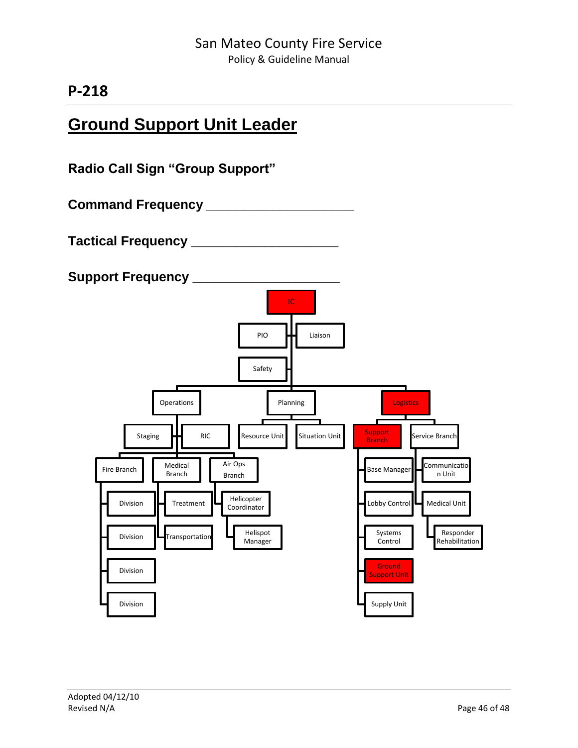## P-218

# Ground Support Unit Leader

**Radio Call Sign "Group Support"**

**Command Frequency \_\_\_\_\_\_\_\_\_\_\_\_\_\_\_\_\_\_\_\_\_**

**Tactical Frequency \_\_\_\_\_\_\_\_\_\_\_\_\_\_\_\_\_\_\_\_\_**

**Support Frequency \_\_\_\_\_\_\_\_\_\_\_\_\_\_\_\_\_\_\_\_\_**

- IC
  - PIO
  - Liaison
  - Safety
  - Operations
    - Staging
    - RIC
    - Fire Branch
      - Division
      - Division
      - Division
      - Division
    - Medical Branch
      - Treatment
      - Transportation
    - Air Ops Branch
      - Helicopter Coordinator
        - Helispot Manager
  - Planning
    - Resource Unit
    - Situation Unit
  - Logistics
    - Support Branch
      - Base Manager
      - Lobby Control
      - Systems Control
      - Ground Support Unit
      - Supply Unit
    - Service Branch
      - Communication Unit
      - Medical Unit
        - Responder Rehabilitation

Adopted 04/12/10
Revised N/A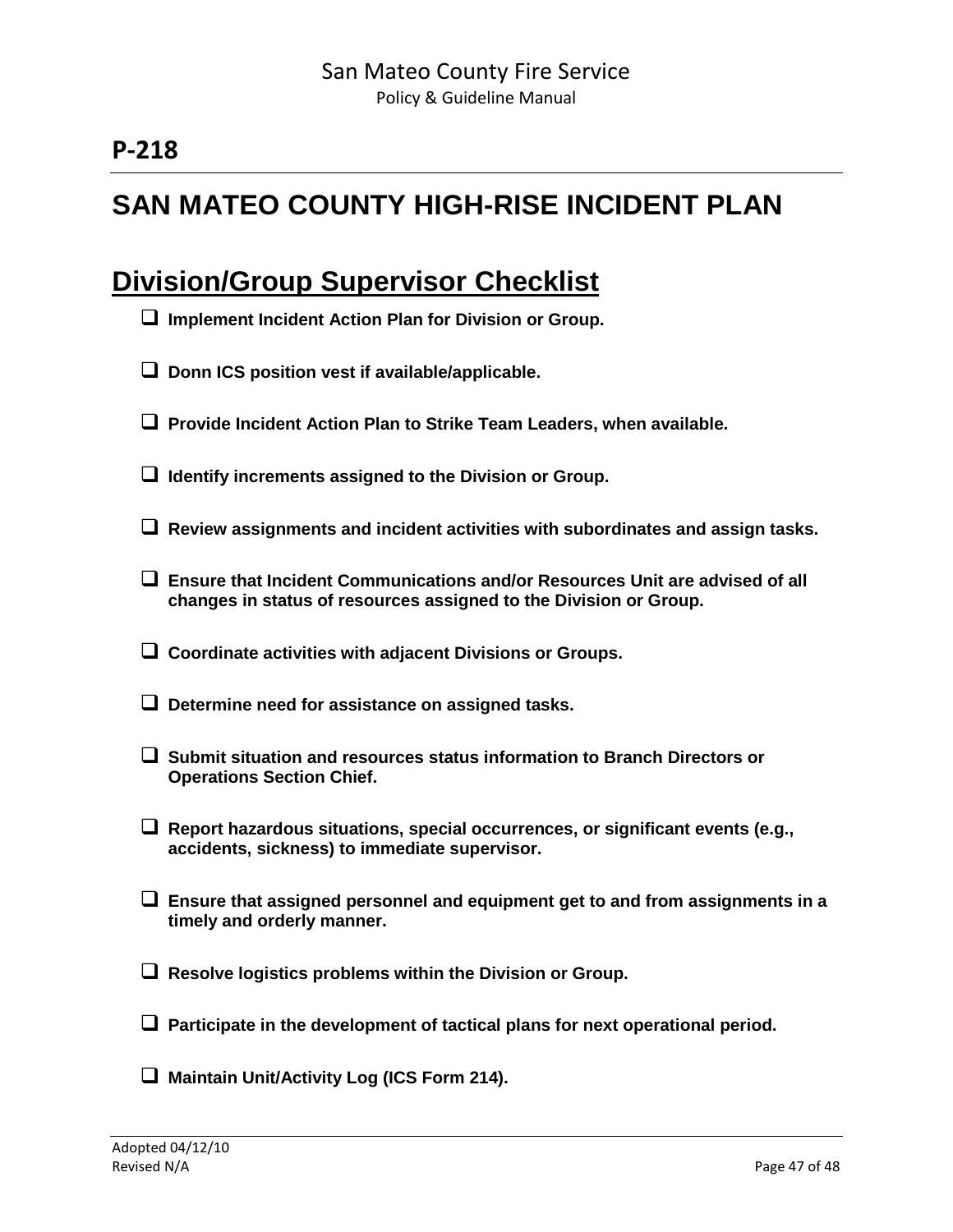## P-218

# SAN MATEO COUNTY HIGH-RISE INCIDENT PLAN

## Division/Group Supervisor Checklist

- ❑ **Implement Incident Action Plan for Division or Group.**
- ❑ **Donn ICS position vest if available/applicable.**
- ❑ **Provide Incident Action Plan to Strike Team Leaders, when available.**
- ❑ **Identify increments assigned to the Division or Group.**
- ❑ **Review assignments and incident activities with subordinates and assign tasks.**
- ❑ **Ensure that Incident Communications and/or Resources Unit are advised of all changes in status of resources assigned to the Division or Group.**
- ❑ **Coordinate activities with adjacent Divisions or Groups.**
- ❑ **Determine need for assistance on assigned tasks.**
- ❑ **Submit situation and resources status information to Branch Directors or Operations Section Chief.**
- ❑ **Report hazardous situations, special occurrences, or significant events (e.g., accidents, sickness) to immediate supervisor.**
- ❑ **Ensure that assigned personnel and equipment get to and from assignments in a timely and orderly manner.**
- ❑ **Resolve logistics problems within the Division or Group.**
- ❑ **Participate in the development of tactical plans for next operational period.**
- ❑ **Maintain Unit/Activity Log (ICS Form 214).**

Adopted 04/12/10
Revised N/A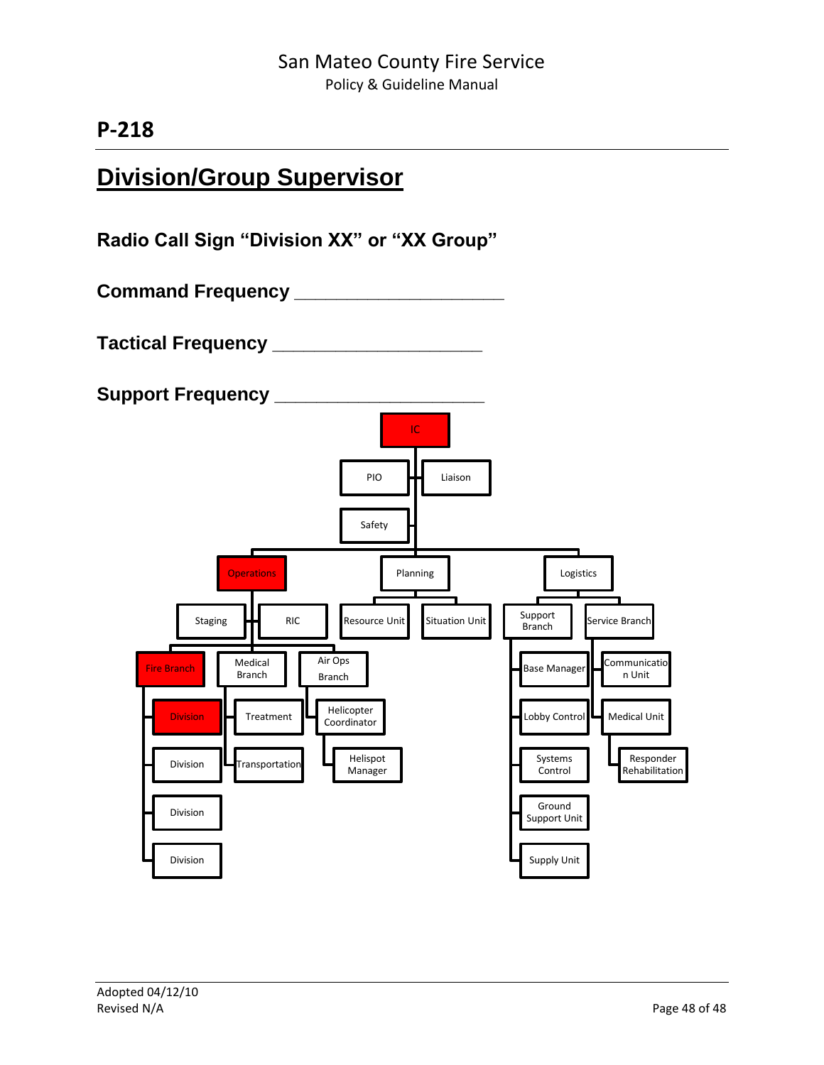## P-218

# Division/Group Supervisor

### Radio Call Sign "Division XX" or "XX Group"

### Command Frequency ____________________

### Tactical Frequency ____________________

### Support Frequency ____________________

IC

PIO

Liaison

Safety

Operations

Planning

Logistics

Staging

RIC

Resource Unit

Situation Unit

Support Branch

Service Branch

Fire Branch

Medical Branch

Air Ops Branch

Base Manager

Communication Unit

Division

Treatment

Helicopter Coordinator

Lobby Control

Medical Unit

Division

Transportation

Helispot Manager

Systems Control

Responder Rehabilitation

Division

Ground Support Unit

Division

Supply Unit

Adopted 04/12/10
Revised N/A